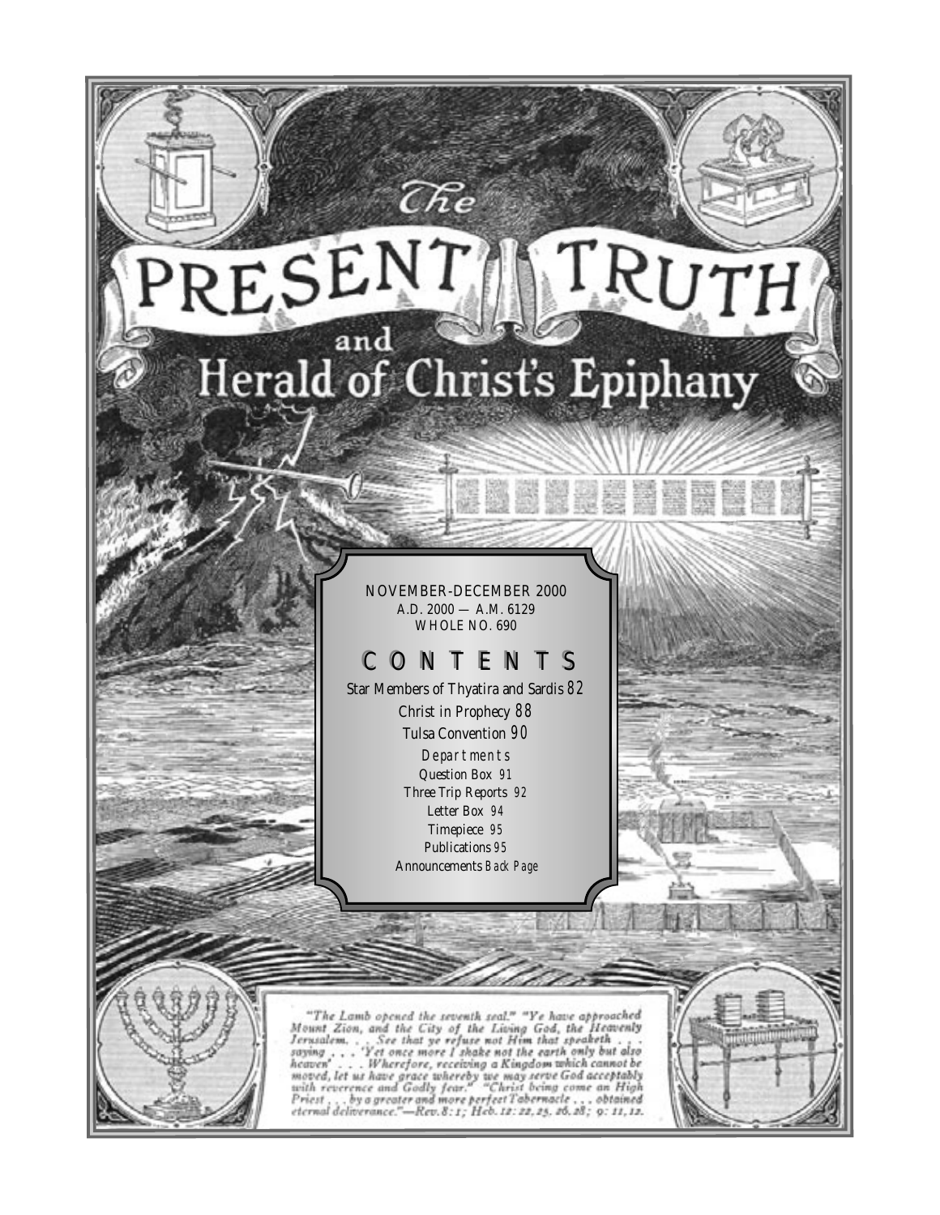# The PRESENT TRUTH and Herald of Christ's Epiphany

NOVEMBER-DECEMBER 2000
A.D. 2000 — A.M. 6129
WHOLE NO. 690

## CONTENTS

Star Members of Thyatira and Sardis 82

Christ in Prophecy 88

Tulsa Convention 90

*Departments*

Question Box 91

Three Trip Reports 92

Letter Box 94

Timepiece 95

Publications 95

Announcements *Back Page*

*"The Lamb opened the seventh seal." "Ye have approached Mount Zion, and the City of the Living God, the Heavenly Jerusalem. . . See that ye refuse not Him that speaketh . . . saying . . . 'Yet once more I shake not the earth only but also heaven' . . . Wherefore, receiving a Kingdom which cannot be moved, let us have grace whereby we may serve God acceptably with reverence and Godly fear." "Christ being come an High Priest . . . by a greater and more perfect Tabernacle . . . obtained eternal deliverance."—Rev. 8: 1; Heb. 12: 22, 25, 26, 28; 9: 11, 12.*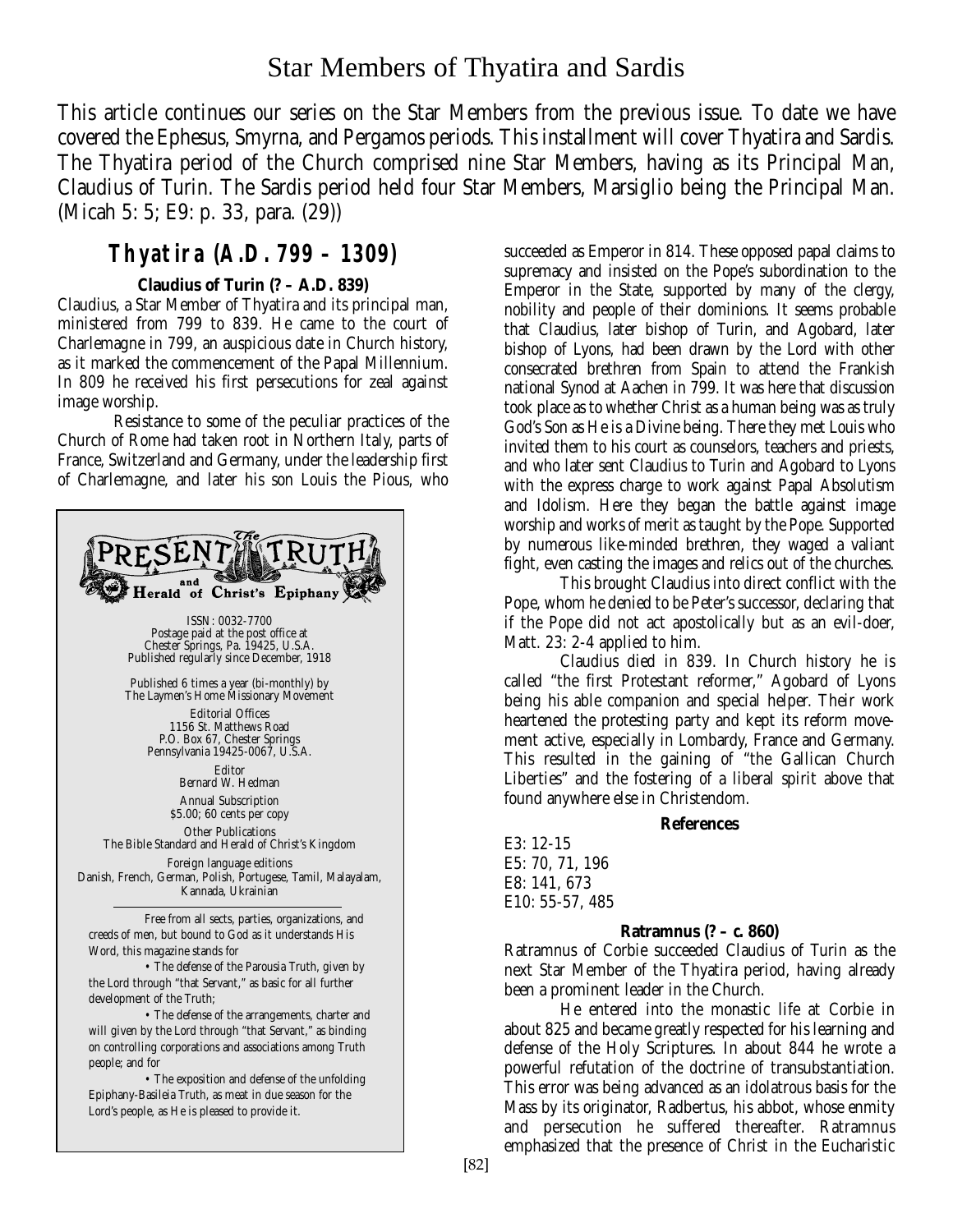# Star Members of Thyatira and Sardis

This article continues our series on the Star Members from the previous issue. To date we have covered the Ephesus, Smyrna, and Pergamos periods. This installment will cover Thyatira and Sardis. The Thyatira period of the Church comprised nine Star Members, having as its Principal Man, Claudius of Turin. The Sardis period held four Star Members, Marsiglio being the Principal Man. (Micah 5: 5; E9: p. 33, para. (29))

## Thyatira (A.D. 799 – 1309)

### Claudius of Turin (? – A.D. 839)

Claudius, a Star Member of Thyatira and its principal man, ministered from 799 to 839. He came to the court of Charlemagne in 799, an auspicious date in Church history, as it marked the commencement of the Papal Millennium. In 809 he received his first persecutions for zeal against image worship.

Resistance to some of the peculiar practices of the Church of Rome had taken root in Northern Italy, parts of France, Switzerland and Germany, under the leadership first of Charlemagne, and later his son Louis the Pious, who succeeded as Emperor in 814. These opposed papal claims to supremacy and insisted on the Pope's subordination to the Emperor in the State, supported by many of the clergy, nobility and people of their dominions. It seems probable that Claudius, later bishop of Turin, and Agobard, later bishop of Lyons, had been drawn by the Lord with other consecrated brethren from Spain to attend the Frankish national Synod at Aachen in 799. It was here that discussion took place as to whether Christ as a human being was as truly God's Son as He is a Divine being. There they met Louis who invited them to his court as counselors, teachers and priests, and who later sent Claudius to Turin and Agobard to Lyons with the express charge to work against Papal Absolutism and Idolism. Here they began the battle against image worship and works of merit as taught by the Pope. Supported by numerous like-minded brethren, they waged a valiant fight, even casting the images and relics out of the churches.

This brought Claudius into direct conflict with the Pope, whom he denied to be Peter's successor, declaring that if the Pope did not act apostolically but as an evil-doer, Matt. 23: 2-4 applied to him.

Claudius died in 839. In Church history he is called "the first Protestant reformer," Agobard of Lyons being his able companion and special helper. Their work heartened the protesting party and kept its reform movement active, especially in Lombardy, France and Germany. This resulted in the gaining of "the Gallican Church Liberties" and the fostering of a liberal spirit above that found anywhere else in Christendom.

**References**

E3: 12-15
E5: 70, 71, 196
E8: 141, 673
E10: 55-57, 485

### Ratramnus (? – c. 860)

Ratramnus of Corbie succeeded Claudius of Turin as the next Star Member of the Thyatira period, having already been a prominent leader in the Church.

He entered into the monastic life at Corbie in about 825 and became greatly respected for his learning and defense of the Holy Scriptures. In about 844 he wrote a powerful refutation of the doctrine of transubstantiation. This error was being advanced as an idolatrous basis for the Mass by its originator, Radbertus, his abbot, whose enmity and persecution he suffered thereafter. Ratramnus emphasized that the presence of Christ in the Eucharistic

---

**The PRESENT TRUTH and Herald of Christ's Epiphany**

ISSN: 0032-7700
Postage paid at the post office at
Chester Springs, Pa. 19425, U.S.A.
Published regularly since December, 1918

Published 6 times a year (bi-monthly) by
The Laymen's Home Missionary Movement

Editorial Offices
1156 St. Matthews Road
P.O. Box 67, Chester Springs
Pennsylvania 19425-0067, U.S.A.

Editor
Bernard W. Hedman

Annual Subscription
$5.00; 60 cents per copy

Other Publications
The Bible Standard and Herald of Christ's Kingdom

Foreign language editions
Danish, French, German, Polish, Portugese, Tamil, Malayalam, Kannada, Ukrainian

Free from all sects, parties, organizations, and creeds of men, but bound to God as it understands His Word, this magazine stands for

- The defense of the Parousia Truth, given by the Lord through "that Servant," as basic for all further development of the Truth;
- The defense of the arrangements, charter and will given by the Lord through "that Servant," as binding on controlling corporations and associations among Truth people; and for
- The exposition and defense of the unfolding Epiphany-Basileia Truth, as meat in due season for the Lord's people, as He is pleased to provide it.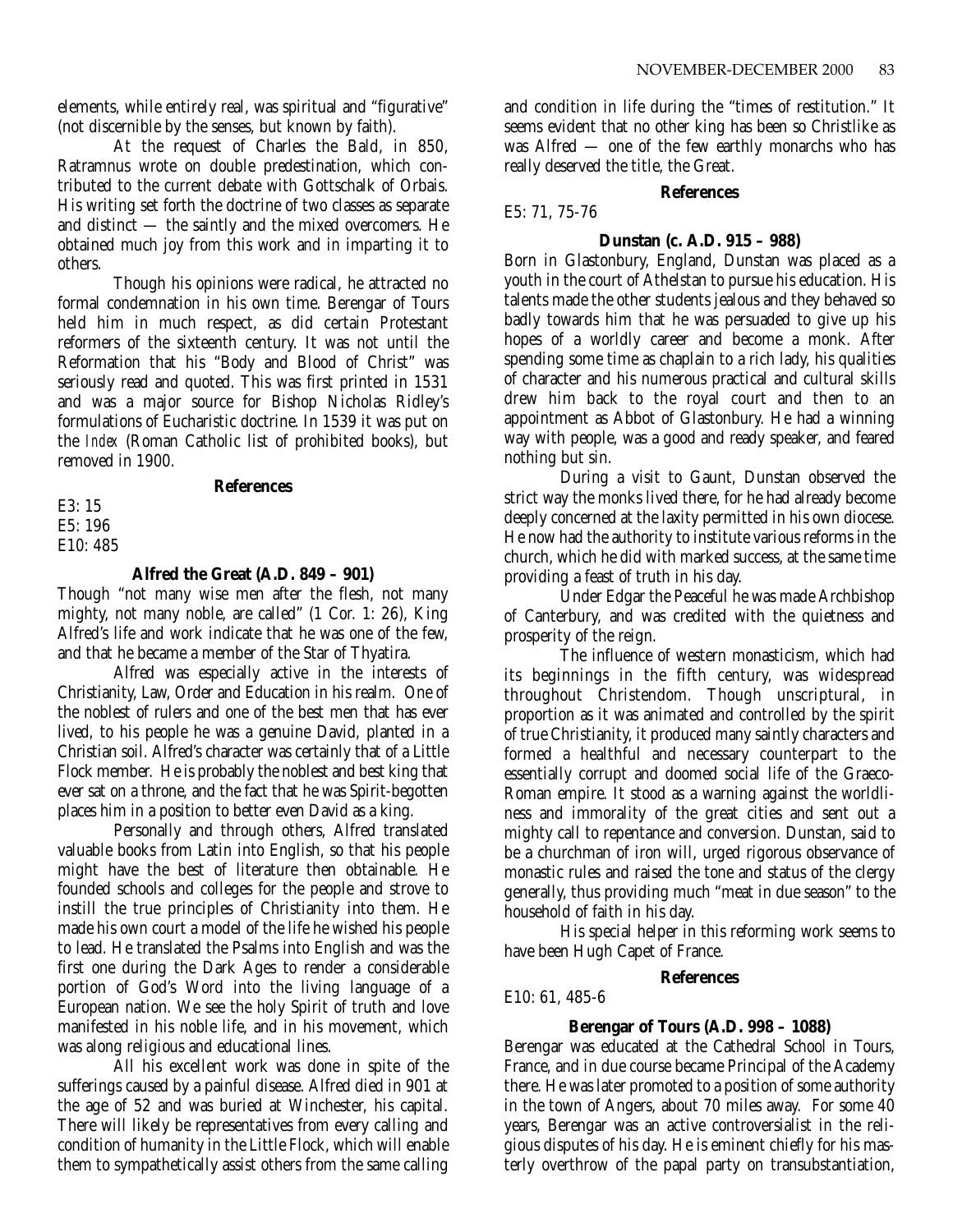elements, while entirely real, was spiritual and "figurative" (not discernible by the senses, but known by faith).

At the request of Charles the Bald, in 850, Ratramnus wrote on double predestination, which contributed to the current debate with Gottschalk of Orbais. His writing set forth the doctrine of two classes as separate and distinct — the saintly and the mixed overcomers. He obtained much joy from this work and in imparting it to others.

Though his opinions were radical, he attracted no formal condemnation in his own time. Berengar of Tours held him in much respect, as did certain Protestant reformers of the sixteenth century. It was not until the Reformation that his "Body and Blood of Christ" was seriously read and quoted. This was first printed in 1531 and was a major source for Bishop Nicholas Ridley's formulations of Eucharistic doctrine. In 1539 it was put on the *Index* (Roman Catholic list of prohibited books), but removed in 1900.

**References**

E3: 15
E5: 196
E10: 485

**Alfred the Great (A.D. 849 – 901)**

Though "not many wise men after the flesh, not many mighty, not many noble, are called" (1 Cor. 1: 26), King Alfred's life and work indicate that he was one of the few, and that he became a member of the Star of Thyatira.

Alfred was especially active in the interests of Christianity, Law, Order and Education in his realm. One of the noblest of rulers and one of the best men that has ever lived, to his people he was a genuine David, planted in a Christian soil. Alfred's character was certainly that of a Little Flock member. He is probably the noblest and best king that ever sat on a throne, and the fact that he was Spirit-begotten places him in a position to better even David as a king.

Personally and through others, Alfred translated valuable books from Latin into English, so that his people might have the best of literature then obtainable. He founded schools and colleges for the people and strove to instill the true principles of Christianity into them. He made his own court a model of the life he wished his people to lead. He translated the Psalms into English and was the first one during the Dark Ages to render a considerable portion of God's Word into the living language of a European nation. We see the holy Spirit of truth and love manifested in his noble life, and in his movement, which was along religious and educational lines.

All his excellent work was done in spite of the sufferings caused by a painful disease. Alfred died in 901 at the age of 52 and was buried at Winchester, his capital. There will likely be representatives from every calling and condition of humanity in the Little Flock, which will enable them to sympathetically assist others from the same calling and condition in life during the "times of restitution." It seems evident that no other king has been so Christlike as was Alfred — one of the few earthly monarchs who has really deserved the title, the Great.

**References**

E5: 71, 75-76

**Dunstan (c. A.D. 915 – 988)**

Born in Glastonbury, England, Dunstan was placed as a youth in the court of Athelstan to pursue his education. His talents made the other students jealous and they behaved so badly towards him that he was persuaded to give up his hopes of a worldly career and become a monk. After spending some time as chaplain to a rich lady, his qualities of character and his numerous practical and cultural skills drew him back to the royal court and then to an appointment as Abbot of Glastonbury. He had a winning way with people, was a good and ready speaker, and feared nothing but sin.

During a visit to Gaunt, Dunstan observed the strict way the monks lived there, for he had already become deeply concerned at the laxity permitted in his own diocese. He now had the authority to institute various reforms in the church, which he did with marked success, at the same time providing a feast of truth in his day.

Under Edgar the Peaceful he was made Archbishop of Canterbury, and was credited with the quietness and prosperity of the reign.

The influence of western monasticism, which had its beginnings in the fifth century, was widespread throughout Christendom. Though unscriptural, in proportion as it was animated and controlled by the spirit of true Christianity, it produced many saintly characters and formed a healthful and necessary counterpart to the essentially corrupt and doomed social life of the Graeco-Roman empire. It stood as a warning against the worldliness and immorality of the great cities and sent out a mighty call to repentance and conversion. Dunstan, said to be a churchman of iron will, urged rigorous observance of monastic rules and raised the tone and status of the clergy generally, thus providing much "meat in due season" to the household of faith in his day.

His special helper in this reforming work seems to have been Hugh Capet of France.

**References**

E10: 61, 485-6

**Berengar of Tours (A.D. 998 – 1088)**

Berengar was educated at the Cathedral School in Tours, France, and in due course became Principal of the Academy there. He was later promoted to a position of some authority in the town of Angers, about 70 miles away. For some 40 years, Berengar was an active controversialist in the religious disputes of his day. He is eminent chiefly for his masterly overthrow of the papal party on transubstantiation,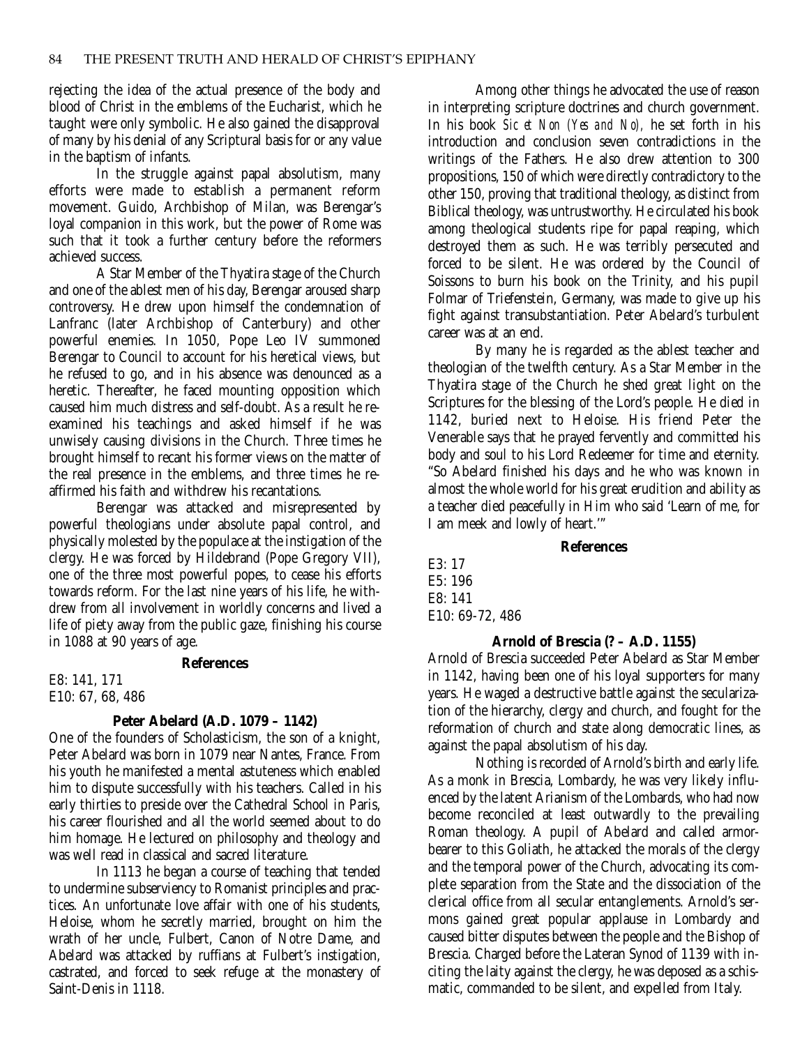rejecting the idea of the actual presence of the body and blood of Christ in the emblems of the Eucharist, which he taught were only symbolic. He also gained the disapproval of many by his denial of any Scriptural basis for or any value in the baptism of infants.

In the struggle against papal absolutism, many efforts were made to establish a permanent reform movement. Guido, Archbishop of Milan, was Berengar's loyal companion in this work, but the power of Rome was such that it took a further century before the reformers achieved success.

A Star Member of the Thyatira stage of the Church and one of the ablest men of his day, Berengar aroused sharp controversy. He drew upon himself the condemnation of Lanfranc (later Archbishop of Canterbury) and other powerful enemies. In 1050, Pope Leo IV summoned Berengar to Council to account for his heretical views, but he refused to go, and in his absence was denounced as a heretic. Thereafter, he faced mounting opposition which caused him much distress and self-doubt. As a result he re-examined his teachings and asked himself if he was unwisely causing divisions in the Church. Three times he brought himself to recant his former views on the matter of the real presence in the emblems, and three times he re-affirmed his faith and withdrew his recantations.

Berengar was attacked and misrepresented by powerful theologians under absolute papal control, and physically molested by the populace at the instigation of the clergy. He was forced by Hildebrand (Pope Gregory VII), one of the three most powerful popes, to cease his efforts towards reform. For the last nine years of his life, he withdrew from all involvement in worldly concerns and lived a life of piety away from the public gaze, finishing his course in 1088 at 90 years of age.

**References**

E8: 141, 171
E10: 67, 68, 486

### Peter Abelard (A.D. 1079 – 1142)

One of the founders of Scholasticism, the son of a knight, Peter Abelard was born in 1079 near Nantes, France. From his youth he manifested a mental astuteness which enabled him to dispute successfully with his teachers. Called in his early thirties to preside over the Cathedral School in Paris, his career flourished and all the world seemed about to do him homage. He lectured on philosophy and theology and was well read in classical and sacred literature.

In 1113 he began a course of teaching that tended to undermine subserviency to Romanist principles and practices. An unfortunate love affair with one of his students, Heloise, whom he secretly married, brought on him the wrath of her uncle, Fulbert, Canon of Notre Dame, and Abelard was attacked by ruffians at Fulbert's instigation, castrated, and forced to seek refuge at the monastery of Saint-Denis in 1118.

Among other things he advocated the use of reason in interpreting scripture doctrines and church government. In his book *Sic et Non (Yes and No),* he set forth in his introduction and conclusion seven contradictions in the writings of the Fathers. He also drew attention to 300 propositions, 150 of which were directly contradictory to the other 150, proving that traditional theology, as distinct from Biblical theology, was untrustworthy. He circulated his book among theological students ripe for papal reaping, which destroyed them as such. He was terribly persecuted and forced to be silent. He was ordered by the Council of Soissons to burn his book on the Trinity, and his pupil Folmar of Triefenstein, Germany, was made to give up his fight against transubstantiation. Peter Abelard's turbulent career was at an end.

By many he is regarded as the ablest teacher and theologian of the twelfth century. As a Star Member in the Thyatira stage of the Church he shed great light on the Scriptures for the blessing of the Lord's people. He died in 1142, buried next to Heloise. His friend Peter the Venerable says that he prayed fervently and committed his body and soul to his Lord Redeemer for time and eternity. "So Abelard finished his days and he who was known in almost the whole world for his great erudition and ability as a teacher died peacefully in Him who said 'Learn of me, for I am meek and lowly of heart.'"

**References**

E3: 17
E5: 196
E8: 141
E10: 69-72, 486

### Arnold of Brescia (? – A.D. 1155)

Arnold of Brescia succeeded Peter Abelard as Star Member in 1142, having been one of his loyal supporters for many years. He waged a destructive battle against the secularization of the hierarchy, clergy and church, and fought for the reformation of church and state along democratic lines, as against the papal absolutism of his day.

Nothing is recorded of Arnold's birth and early life. As a monk in Brescia, Lombardy, he was very likely influenced by the latent Arianism of the Lombards, who had now become reconciled at least outwardly to the prevailing Roman theology. A pupil of Abelard and called armor-bearer to this Goliath, he attacked the morals of the clergy and the temporal power of the Church, advocating its complete separation from the State and the dissociation of the clerical office from all secular entanglements. Arnold's sermons gained great popular applause in Lombardy and caused bitter disputes between the people and the Bishop of Brescia. Charged before the Lateran Synod of 1139 with inciting the laity against the clergy, he was deposed as a schismatic, commanded to be silent, and expelled from Italy.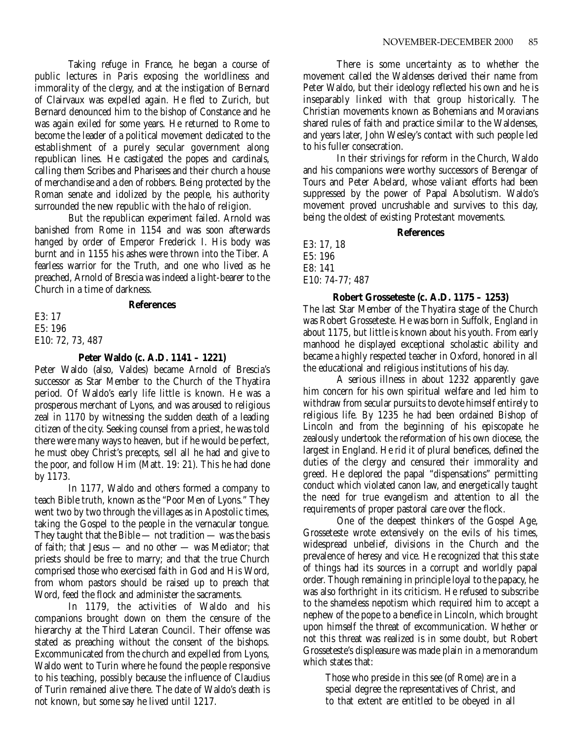Taking refuge in France, he began a course of public lectures in Paris exposing the worldliness and immorality of the clergy, and at the instigation of Bernard of Clairvaux was expelled again. He fled to Zurich, but Bernard denounced him to the bishop of Constance and he was again exiled for some years. He returned to Rome to become the leader of a political movement dedicated to the establishment of a purely secular government along republican lines. He castigated the popes and cardinals, calling them Scribes and Pharisees and their church a house of merchandise and a den of robbers. Being protected by the Roman senate and idolized by the people, his authority surrounded the new republic with the halo of religion.

But the republican experiment failed. Arnold was banished from Rome in 1154 and was soon afterwards hanged by order of Emperor Frederick I. His body was burnt and in 1155 his ashes were thrown into the Tiber. A fearless warrior for the Truth, and one who lived as he preached, Arnold of Brescia was indeed a light-bearer to the Church in a time of darkness.

**References**

E3: 17
E5: 196
E10: 72, 73, 487

**Peter Waldo (c. A.D. 1141 – 1221)**

Peter Waldo (also, Valdes) became Arnold of Brescia's successor as Star Member to the Church of the Thyatira period. Of Waldo's early life little is known. He was a prosperous merchant of Lyons, and was aroused to religious zeal in 1170 by witnessing the sudden death of a leading citizen of the city. Seeking counsel from a priest, he was told there were many ways to heaven, but if he would be perfect, he must obey Christ's precepts, sell all he had and give to the poor, and follow Him (Matt. 19: 21). This he had done by 1173.

In 1177, Waldo and others formed a company to teach Bible truth, known as the "Poor Men of Lyons." They went two by two through the villages as in Apostolic times, taking the Gospel to the people in the vernacular tongue. They taught that the Bible — not tradition — was the basis of faith; that Jesus — and no other — was Mediator; that priests should be free to marry; and that the true Church comprised those who exercised faith in God and His Word, from whom pastors should be raised up to preach that Word, feed the flock and administer the sacraments.

In 1179, the activities of Waldo and his companions brought down on them the censure of the hierarchy at the Third Lateran Council. Their offense was stated as preaching without the consent of the bishops. Excommunicated from the church and expelled from Lyons, Waldo went to Turin where he found the people responsive to his teaching, possibly because the influence of Claudius of Turin remained alive there. The date of Waldo's death is not known, but some say he lived until 1217.

There is some uncertainty as to whether the movement called the Waldenses derived their name from Peter Waldo, but their ideology reflected his own and he is inseparably linked with that group historically. The Christian movements known as Bohemians and Moravians shared rules of faith and practice similar to the Waldenses, and years later, John Wesley's contact with such people led to his fuller consecration.

In their strivings for reform in the Church, Waldo and his companions were worthy successors of Berengar of Tours and Peter Abelard, whose valiant efforts had been suppressed by the power of Papal Absolutism. Waldo's movement proved uncrushable and survives to this day, being the oldest of existing Protestant movements.

**References**

E3: 17, 18
E5: 196
E8: 141
E10: 74-77; 487

**Robert Grosseteste (c. A.D. 1175 – 1253)**

The last Star Member of the Thyatira stage of the Church was Robert Grosseteste. He was born in Suffolk, England in about 1175, but little is known about his youth. From early manhood he displayed exceptional scholastic ability and became a highly respected teacher in Oxford, honored in all the educational and religious institutions of his day.

A serious illness in about 1232 apparently gave him concern for his own spiritual welfare and led him to withdraw from secular pursuits to devote himself entirely to religious life. By 1235 he had been ordained Bishop of Lincoln and from the beginning of his episcopate he zealously undertook the reformation of his own diocese, the largest in England. He rid it of plural benefices, defined the duties of the clergy and censured their immorality and greed. He deplored the papal "dispensations" permitting conduct which violated canon law, and energetically taught the need for true evangelism and attention to all the requirements of proper pastoral care over the flock.

One of the deepest thinkers of the Gospel Age, Grosseteste wrote extensively on the evils of his times, widespread unbelief, divisions in the Church and the prevalence of heresy and vice. He recognized that this state of things had its sources in a corrupt and worldly papal order. Though remaining in principle loyal to the papacy, he was also forthright in its criticism. He refused to subscribe to the shameless nepotism which required him to accept a nephew of the pope to a benefice in Lincoln, which brought upon himself the threat of excommunication. Whether or not this threat was realized is in some doubt, but Robert Grosseteste's displeasure was made plain in a memorandum which states that:

> Those who preside in this see (of Rome) are in a special degree the representatives of Christ, and to that extent are entitled to be obeyed in all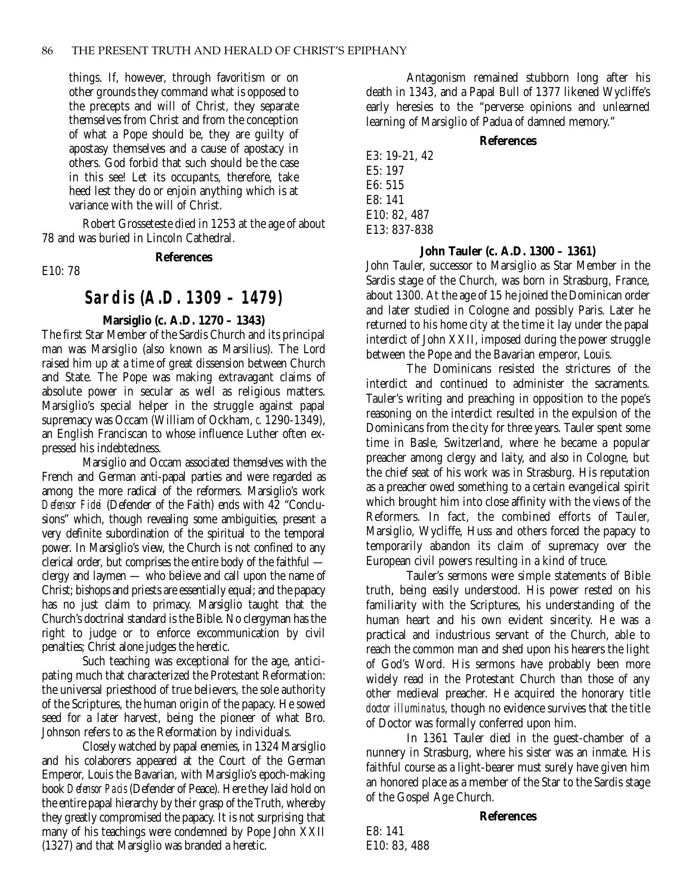things. If, however, through favoritism or on other grounds they command what is opposed to the precepts and will of Christ, they separate themselves from Christ and from the conception of what a Pope should be, they are guilty of apostasy themselves and a cause of apostasy in others. God forbid that such should be the case in this see! Let its occupants, therefore, take heed lest they do or enjoin anything which is at variance with the will of Christ.

Robert Grosseteste died in 1253 at the age of about 78 and was buried in Lincoln Cathedral.

**References**

E10: 78

## Sardis (A.D. 1309 – 1479)

### Marsiglio (c. A.D. 1270 – 1343)

The first Star Member of the Sardis Church and its principal man was Marsiglio (also known as Marsilius). The Lord raised him up at a time of great dissension between Church and State. The Pope was making extravagant claims of absolute power in secular as well as religious matters. Marsiglio's special helper in the struggle against papal supremacy was Occam (William of Ockham, *c.* 1290-1349), an English Franciscan to whose influence Luther often expressed his indebtedness.

Marsiglio and Occam associated themselves with the French and German anti-papal parties and were regarded as among the more radical of the reformers. Marsiglio's work *Defensor Fidei* (Defender of the Faith) ends with 42 "Conclusions" which, though revealing some ambiguities, present a very definite subordination of the spiritual to the temporal power. In Marsiglio's view, the Church is not confined to any clerical order, but comprises the entire body of the faithful — clergy and laymen — who believe and call upon the name of Christ; bishops and priests are essentially equal; and the papacy has no just claim to primacy. Marsiglio taught that the Church's doctrinal standard is the Bible. No clergyman has the right to judge or to enforce excommunication by civil penalties; Christ alone judges the heretic.

Such teaching was exceptional for the age, anticipating much that characterized the Protestant Reformation: the universal priesthood of true believers, the sole authority of the Scriptures, the human origin of the papacy. He sowed seed for a later harvest, being the pioneer of what Bro. Johnson refers to as the Reformation by individuals.

Closely watched by papal enemies, in 1324 Marsiglio and his colaborers appeared at the Court of the German Emperor, Louis the Bavarian, with Marsiglio's epoch-making book *Defensor Pacis* (Defender of Peace). Here they laid hold on the entire papal hierarchy by their grasp of the Truth, whereby they greatly compromised the papacy. It is not surprising that many of his teachings were condemned by Pope John XXII (1327) and that Marsiglio was branded a heretic.

Antagonism remained stubborn long after his death in 1343, and a Papal Bull of 1377 likened Wycliffe's early heresies to the "perverse opinions and unlearned learning of Marsiglio of Padua of damned memory."

**References**

E3: 19-21, 42
E5: 197
E6: 515
E8: 141
E10: 82, 487
E13: 837-838

### John Tauler (c. A.D. 1300 – 1361)

John Tauler, successor to Marsiglio as Star Member in the Sardis stage of the Church, was born in Strasburg, France, about 1300. At the age of 15 he joined the Dominican order and later studied in Cologne and possibly Paris. Later he returned to his home city at the time it lay under the papal interdict of John XXII, imposed during the power struggle between the Pope and the Bavarian emperor, Louis.

The Dominicans resisted the strictures of the interdict and continued to administer the sacraments. Tauler's writing and preaching in opposition to the pope's reasoning on the interdict resulted in the expulsion of the Dominicans from the city for three years. Tauler spent some time in Basle, Switzerland, where he became a popular preacher among clergy and laity, and also in Cologne, but the chief seat of his work was in Strasburg. His reputation as a preacher owed something to a certain evangelical spirit which brought him into close affinity with the views of the Reformers. In fact, the combined efforts of Tauler, Marsiglio, Wycliffe, Huss and others forced the papacy to temporarily abandon its claim of supremacy over the European civil powers resulting in a kind of truce.

Tauler's sermons were simple statements of Bible truth, being easily understood. His power rested on his familiarity with the Scriptures, his understanding of the human heart and his own evident sincerity. He was a practical and industrious servant of the Church, able to reach the common man and shed upon his hearers the light of God's Word. His sermons have probably been more widely read in the Protestant Church than those of any other medieval preacher. He acquired the honorary title *doctor illuminatus*, though no evidence survives that the title of Doctor was formally conferred upon him.

In 1361 Tauler died in the guest-chamber of a nunnery in Strasburg, where his sister was an inmate. His faithful course as a light-bearer must surely have given him an honored place as a member of the Star to the Sardis stage of the Gospel Age Church.

**References**

E8: 141
E10: 83, 488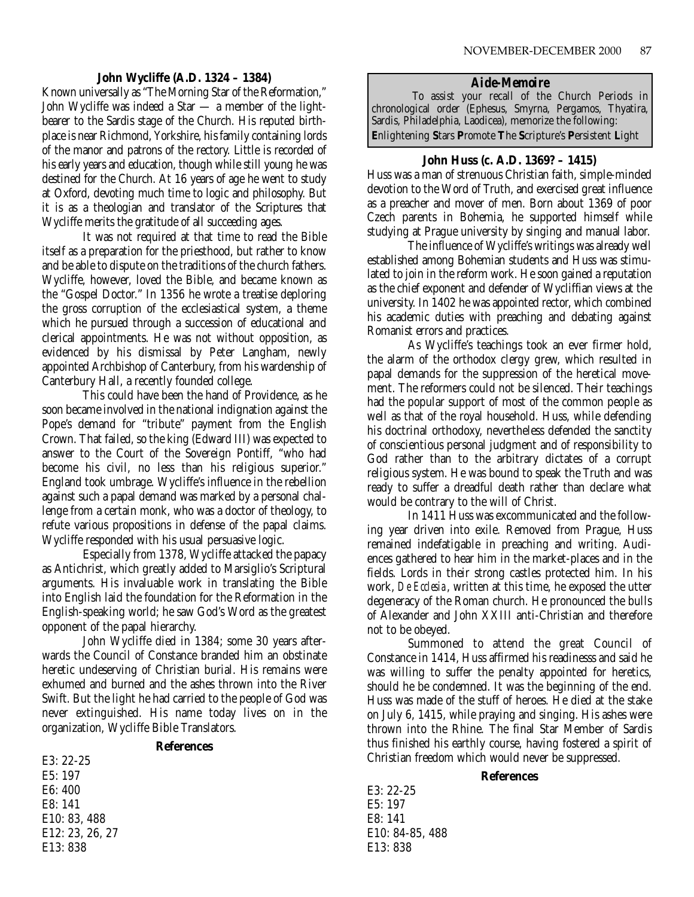### John Wycliffe (A.D. 1324 – 1384)

Known universally as "The Morning Star of the Reformation," John Wycliffe was indeed a Star — a member of the light-bearer to the Sardis stage of the Church. His reputed birthplace is near Richmond, Yorkshire, his family containing lords of the manor and patrons of the rectory. Little is recorded of his early years and education, though while still young he was destined for the Church. At 16 years of age he went to study at Oxford, devoting much time to logic and philosophy. But it is as a theologian and translator of the Scriptures that Wycliffe merits the gratitude of all succeeding ages.

It was not required at that time to read the Bible itself as a preparation for the priesthood, but rather to know and be able to dispute on the traditions of the church fathers. Wycliffe, however, loved the Bible, and became known as the "Gospel Doctor." In 1356 he wrote a treatise deploring the gross corruption of the ecclesiastical system, a theme which he pursued through a succession of educational and clerical appointments. He was not without opposition, as evidenced by his dismissal by Peter Langham, newly appointed Archbishop of Canterbury, from his wardenship of Canterbury Hall, a recently founded college.

This could have been the hand of Providence, as he soon became involved in the national indignation against the Pope's demand for "tribute" payment from the English Crown. That failed, so the king (Edward III) was expected to answer to the Court of the Sovereign Pontiff, "who had become his civil, no less than his religious superior." England took umbrage. Wycliffe's influence in the rebellion against such a papal demand was marked by a personal challenge from a certain monk, who was a doctor of theology, to refute various propositions in defense of the papal claims. Wycliffe responded with his usual persuasive logic.

Especially from 1378, Wycliffe attacked the papacy as Antichrist, which greatly added to Marsiglio's Scriptural arguments. His invaluable work in translating the Bible into English laid the foundation for the Reformation in the English-speaking world; he saw God's Word as the greatest opponent of the papal hierarchy.

John Wycliffe died in 1384; some 30 years afterwards the Council of Constance branded him an obstinate heretic undeserving of Christian burial. His remains were exhumed and burned and the ashes thrown into the River Swift. But the light he had carried to the people of God was never extinguished. His name today lives on in the organization, Wycliffe Bible Translators.

#### References

E3: 22-25
E5: 197
E6: 400
E8: 141
E10: 83, 488
E12: 23, 26, 27
E13: 838

---

**Aide-Memoire**

To assist your recall of the Church Periods in chronological order (Ephesus, Smyrna, Pergamos, Thyatira, Sardis, Philadelphia, Laodicea), memorize the following:
**E**nlightening **S**tars **P**romote **T**he **S**cripture's **P**ersistent **L**ight

---

### John Huss (c. A.D. 1369? – 1415)

Huss was a man of strenuous Christian faith, simple-minded devotion to the Word of Truth, and exercised great influence as a preacher and mover of men. Born about 1369 of poor Czech parents in Bohemia, he supported himself while studying at Prague university by singing and manual labor.

The influence of Wycliffe's writings was already well established among Bohemian students and Huss was stimulated to join in the reform work. He soon gained a reputation as the chief exponent and defender of Wycliffian views at the university. In 1402 he was appointed rector, which combined his academic duties with preaching and debating against Romanist errors and practices.

As Wycliffe's teachings took an ever firmer hold, the alarm of the orthodox clergy grew, which resulted in papal demands for the suppression of the heretical movement. The reformers could not be silenced. Their teachings had the popular support of most of the common people as well as that of the royal household. Huss, while defending his doctrinal orthodoxy, nevertheless defended the sanctity of conscientious personal judgment and of responsibility to God rather than to the arbitrary dictates of a corrupt religious system. He was bound to speak the Truth and was ready to suffer a dreadful death rather than declare what would be contrary to the will of Christ.

In 1411 Huss was excommunicated and the following year driven into exile. Removed from Prague, Huss remained indefatigable in preaching and writing. Audiences gathered to hear him in the market-places and in the fields. Lords in their strong castles protected him. In his work, *De Ecclesia*, written at this time, he exposed the utter degeneracy of the Roman church. He pronounced the bulls of Alexander and John XXIII anti-Christian and therefore not to be obeyed.

Summoned to attend the great Council of Constance in 1414, Huss affirmed his readinesss and said he was willing to suffer the penalty appointed for heretics, should he be condemned. It was the beginning of the end. Huss was made of the stuff of heroes. He died at the stake on July 6, 1415, while praying and singing. His ashes were thrown into the Rhine. The final Star Member of Sardis thus finished his earthly course, having fostered a spirit of Christian freedom which would never be suppressed.

#### References

E3: 22-25
E5: 197
E8: 141
E10: 84-85, 488
E13: 838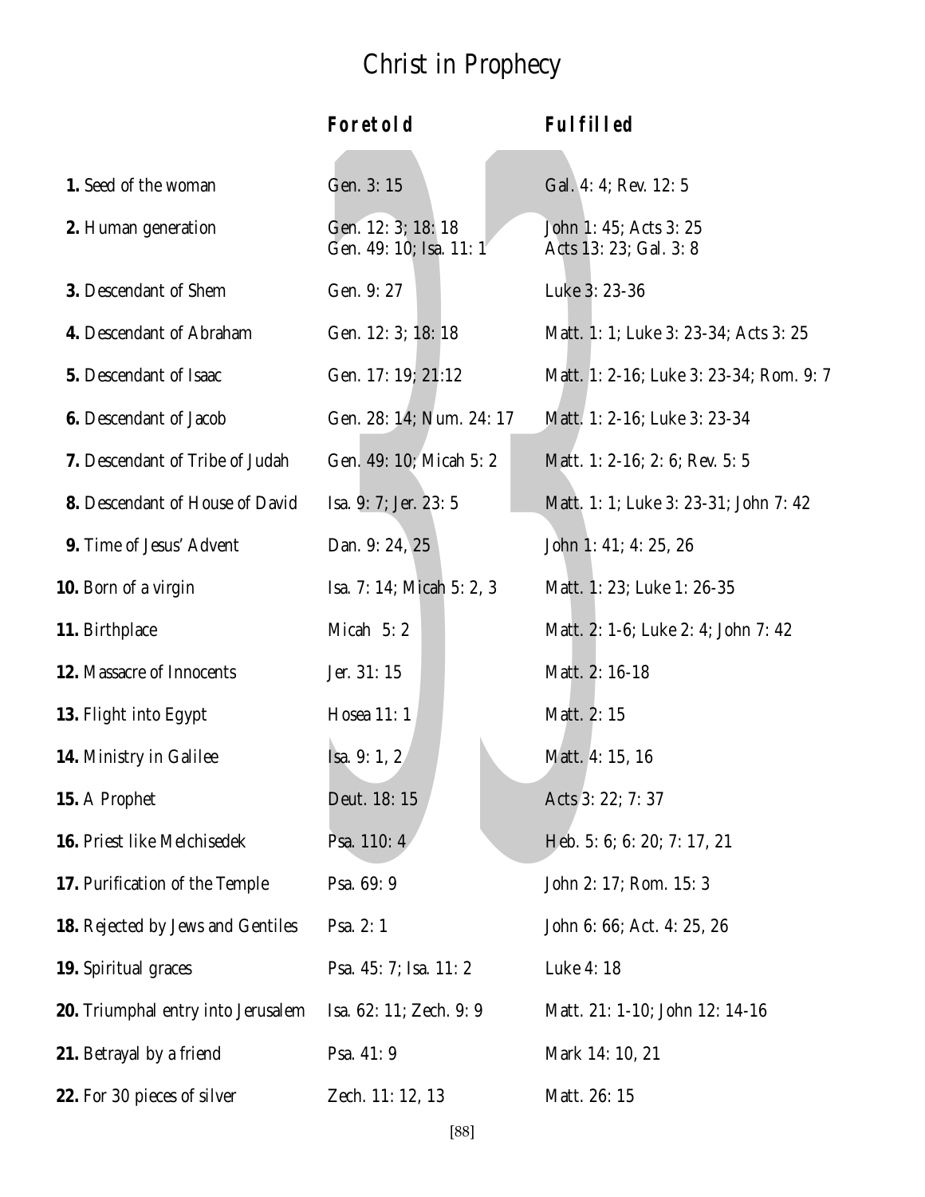# Christ in Prophecy

| | ***Foretold*** | ***Fulfilled*** |
|---|---|---|
| **1.** Seed of the woman | Gen. 3: 15 | Gal. 4: 4; Rev. 12: 5 |
| **2.** Human generation | Gen. 12: 3; 18: 18 Gen. 49: 10; Isa. 11: 1 | John 1: 45; Acts 3: 25 Acts 13: 23; Gal. 3: 8 |
| **3.** Descendant of Shem | Gen. 9: 27 | Luke 3: 23-36 |
| **4.** Descendant of Abraham | Gen. 12: 3; 18: 18 | Matt. 1: 1; Luke 3: 23-34; Acts 3: 25 |
| **5.** Descendant of Isaac | Gen. 17: 19; 21:12 | Matt. 1: 2-16; Luke 3: 23-34; Rom. 9: 7 |
| **6.** Descendant of Jacob | Gen. 28: 14; Num. 24: 17 | Matt. 1: 2-16; Luke 3: 23-34 |
| **7.** Descendant of Tribe of Judah | Gen. 49: 10; Micah 5: 2 | Matt. 1: 2-16; 2: 6; Rev. 5: 5 |
| **8.** Descendant of House of David | Isa. 9: 7; Jer. 23: 5 | Matt. 1: 1; Luke 3: 23-31; John 7: 42 |
| **9.** Time of Jesus' Advent | Dan. 9: 24, 25 | John 1: 41; 4: 25, 26 |
| **10.** Born of a virgin | Isa. 7: 14; Micah 5: 2, 3 | Matt. 1: 23; Luke 1: 26-35 |
| **11.** Birthplace | Micah 5: 2 | Matt. 2: 1-6; Luke 2: 4; John 7: 42 |
| **12.** Massacre of Innocents | Jer. 31: 15 | Matt. 2: 16-18 |
| **13.** Flight into Egypt | Hosea 11: 1 | Matt. 2: 15 |
| **14.** Ministry in Galilee | Isa. 9: 1, 2 | Matt. 4: 15, 16 |
| **15.** A Prophet | Deut. 18: 15 | Acts 3: 22; 7: 37 |
| **16.** Priest like Melchisedek | Psa. 110: 4 | Heb. 5: 6; 6: 20; 7: 17, 21 |
| **17.** Purification of the Temple | Psa. 69: 9 | John 2: 17; Rom. 15: 3 |
| **18.** Rejected by Jews and Gentiles | Psa. 2: 1 | John 6: 66; Act. 4: 25, 26 |
| **19.** Spiritual graces | Psa. 45: 7; Isa. 11: 2 | Luke 4: 18 |
| **20.** Triumphal entry into Jerusalem | Isa. 62: 11; Zech. 9: 9 | Matt. 21: 1-10; John 12: 14-16 |
| **21.** Betrayal by a friend | Psa. 41: 9 | Mark 14: 10, 21 |
| **22.** For 30 pieces of silver | Zech. 11: 12, 13 | Matt. 26: 15 |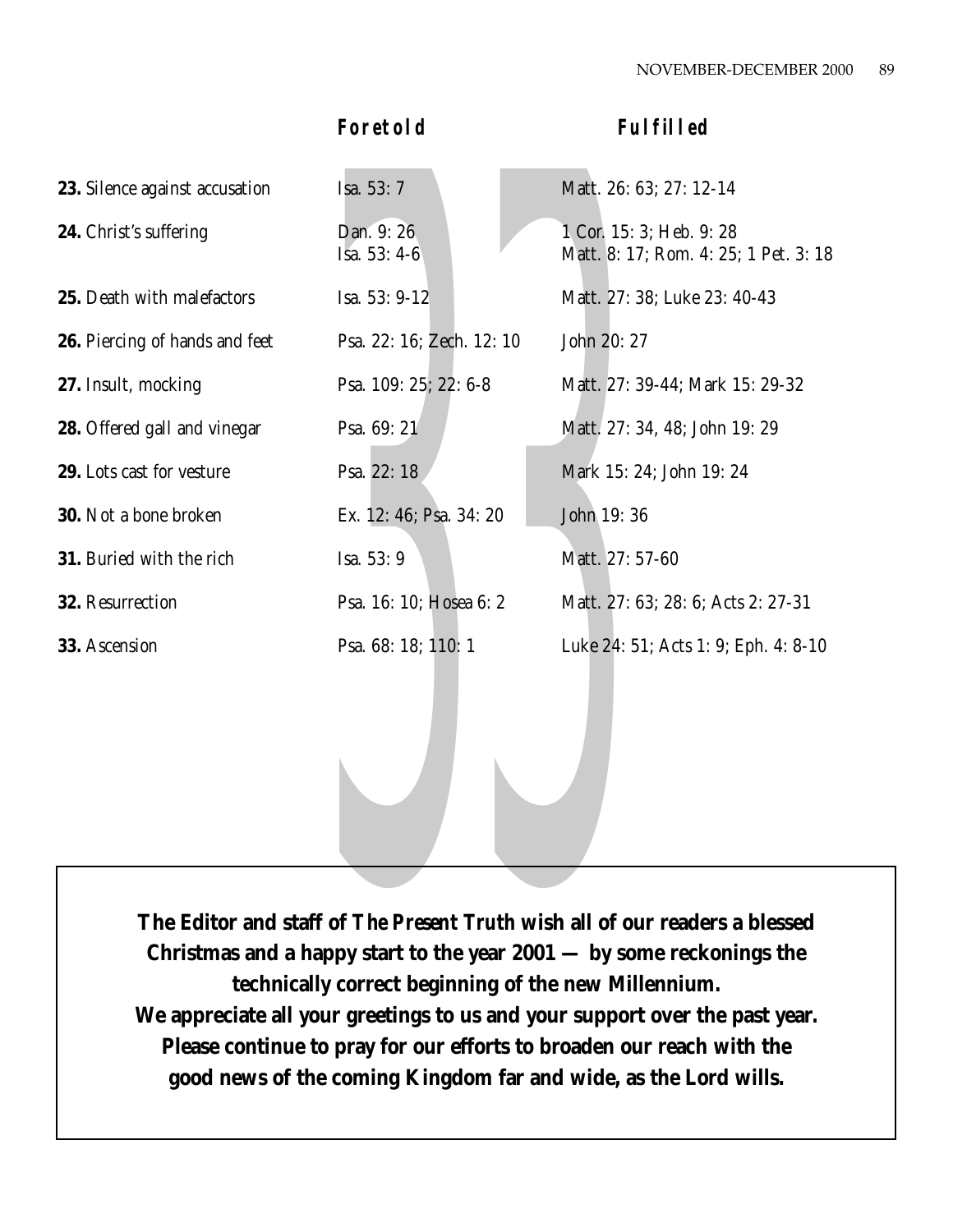| | **Foretold** | **Fulfilled** |
|---|---|---|
| **23.** Silence against accusation | Isa. 53: 7 | Matt. 26: 63; 27: 12-14 |
| **24.** Christ's suffering | Dan. 9: 26<br>Isa. 53: 4-6 | 1 Cor. 15: 3; Heb. 9: 28<br>Matt. 8: 17; Rom. 4: 25; 1 Pet. 3: 18 |
| **25.** Death with malefactors | Isa. 53: 9-12 | Matt. 27: 38; Luke 23: 40-43 |
| **26.** Piercing of hands and feet | Psa. 22: 16; Zech. 12: 10 | John 20: 27 |
| **27.** Insult, mocking | Psa. 109: 25; 22: 6-8 | Matt. 27: 39-44; Mark 15: 29-32 |
| **28.** Offered gall and vinegar | Psa. 69: 21 | Matt. 27: 34, 48; John 19: 29 |
| **29.** Lots cast for vesture | Psa. 22: 18 | Mark 15: 24; John 19: 24 |
| **30.** Not a bone broken | Ex. 12: 46; Psa. 34: 20 | John 19: 36 |
| **31.** Buried with the rich | Isa. 53: 9 | Matt. 27: 57-60 |
| **32.** Resurrection | Psa. 16: 10; Hosea 6: 2 | Matt. 27: 63; 28: 6; Acts 2: 27-31 |
| **33.** Ascension | Psa. 68: 18; 110: 1 | Luke 24: 51; Acts 1: 9; Eph. 4: 8-10 |

**The Editor and staff of *The Present Truth* wish all of our readers a blessed Christmas and a happy start to the year 2001 — by some reckonings the technically correct beginning of the new Millennium.**
**We appreciate all your greetings to us and your support over the past year.**
**Please continue to pray for our efforts to broaden our reach with the good news of the coming Kingdom far and wide, as the Lord wills.**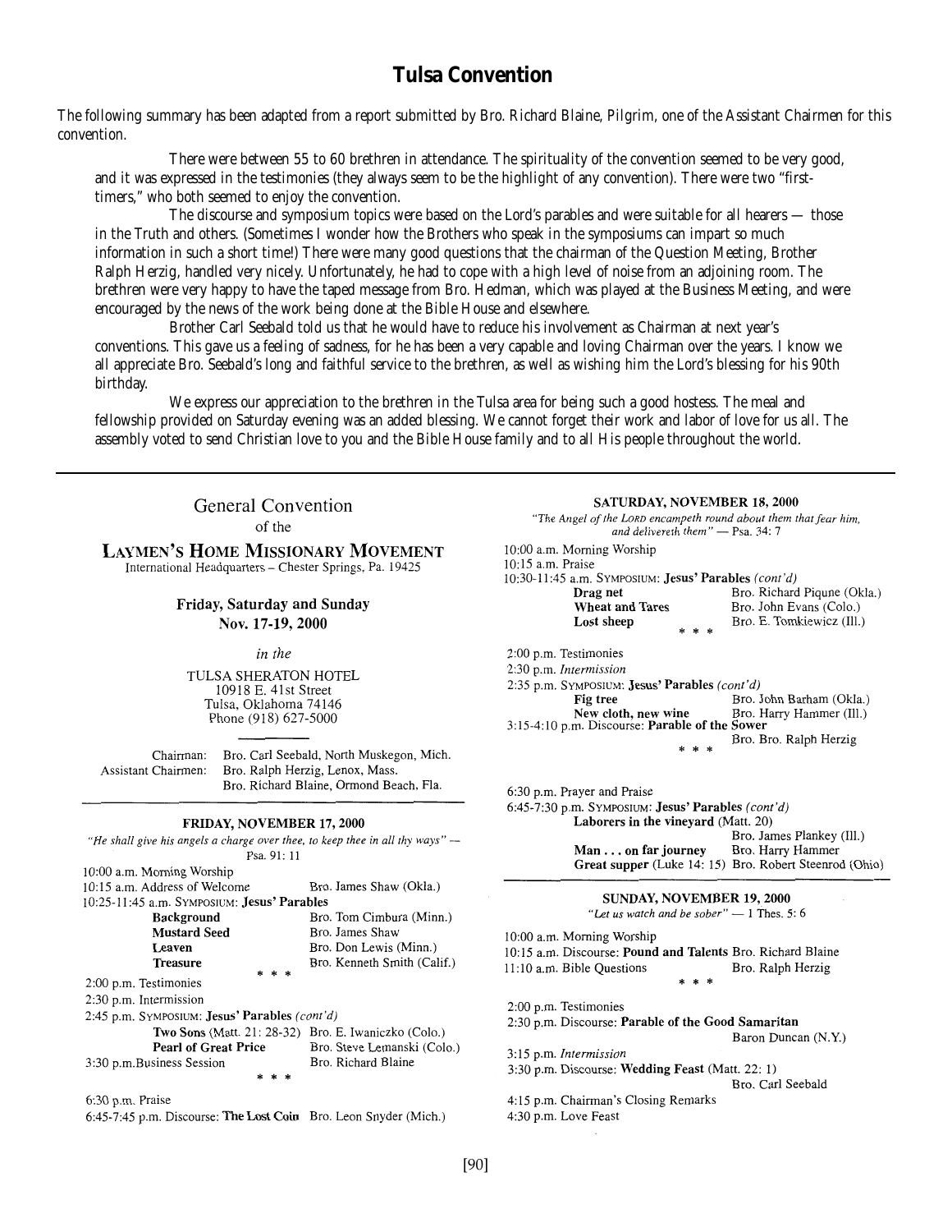# Tulsa Convention

The following summary has been adapted from a report submitted by Bro. Richard Blaine, Pilgrim, one of the Assistant Chairmen for this convention.

> There were between 55 to 60 brethren in attendance. The spirituality of the convention seemed to be very good, and it was expressed in the testimonies (they always seem to be the highlight of any convention). There were two "first-timers," who both seemed to enjoy the convention.
>
> The discourse and symposium topics were based on the Lord's parables and were suitable for all hearers — those in the Truth and others. (Sometimes I wonder how the Brothers who speak in the symposiums can impart so much information in such a short time!) There were many good questions that the chairman of the Question Meeting, Brother Ralph Herzig, handled very nicely. Unfortunately, he had to cope with a high level of noise from an adjoining room. The brethren were very happy to have the taped message from Bro. Hedman, which was played at the Business Meeting, and were encouraged by the news of the work being done at the Bible House and elsewhere.
>
> Brother Carl Seebald told us that he would have to reduce his involvement as Chairman at next year's conventions. This gave us a feeling of sadness, for he has been a very capable and loving Chairman over the years. I know we all appreciate Bro. Seebald's long and faithful service to the brethren, as well as wishing him the Lord's blessing for his 90th birthday.
>
> We express our appreciation to the brethren in the Tulsa area for being such a good hostess. The meal and fellowship provided on Saturday evening was an added blessing. We cannot forget their work and labor of love for us all. The assembly voted to send Christian love to you and the Bible House family and to all His people throughout the world.

---

## General Convention

of the

### Laymen's Home Missionary Movement

International Headquarters – Chester Springs, Pa. 19425

**Friday, Saturday and Sunday**
**Nov. 17-19, 2000**

*in the*

TULSA SHERATON HOTEL
10918 E. 41st Street
Tulsa, Oklahoma 74146
Phone (918) 627-5000

Chairman: Bro. Carl Seebald, North Muskegon, Mich.
Assistant Chairmen: Bro. Ralph Herzig, Lenox, Mass.
Bro. Richard Blaine, Ormond Beach, Fla.

### FRIDAY, NOVEMBER 17, 2000

*"He shall give his angels a charge over thee, to keep thee in all thy ways"* — Psa. 91: 11

10:00 a.m. Morning Worship
10:15 a.m. Address of Welcome — Bro. James Shaw (Okla.)
10:25-11:45 a.m. Symposium: **Jesus' Parables**
- **Background** — Bro. Tom Cimbura (Minn.)
- **Mustard Seed** — Bro. James Shaw
- **Leaven** — Bro. Don Lewis (Minn.)
- **Treasure** — Bro. Kenneth Smith (Calif.)

\* \* \*

2:00 p.m. Testimonies
2:30 p.m. Intermission
2:45 p.m. Symposium: **Jesus' Parables** *(cont'd)*
- **Two Sons** (Matt. 21: 28-32) — Bro. E. Iwaniczko (Colo.)
- **Pearl of Great Price** — Bro. Steve Lemanski (Colo.)

3:30 p.m. Business Session — Bro. Richard Blaine

\* \* \*

6:30 p.m. Praise
6:45-7:45 p.m. Discourse: **The Lost Coin** — Bro. Leon Snyder (Mich.)

### SATURDAY, NOVEMBER 18, 2000

*"The Angel of the Lord encampeth round about them that fear him, and delivereth them"* — Psa. 34: 7

10:00 a.m. Morning Worship
10:15 a.m. Praise
10:30-11:45 a.m. Symposium: **Jesus' Parables** *(cont'd)*
- **Drag net** — Bro. Richard Piqune (Okla.)
- **Wheat and Tares** — Bro. John Evans (Colo.)
- **Lost sheep** — Bro. E. Tomkiewicz (Ill.)

\* \* \*

2:00 p.m. Testimonies
2:30 p.m. *Intermission*
2:35 p.m. Symposium: **Jesus' Parables** *(cont'd)*
- **Fig tree** — Bro. John Barham (Okla.)
- **New cloth, new wine** — Bro. Harry Hammer (Ill.)

3:15-4:10 p.m. Discourse: **Parable of the Sower** — Bro. Bro. Ralph Herzig

\* \* \*

6:30 p.m. Prayer and Praise
6:45-7:30 p.m. Symposium: **Jesus' Parables** *(cont'd)*
- **Laborers in the vineyard** (Matt. 20) — Bro. James Plankey (Ill.)
- **Man . . . on far journey** — Bro. Harry Hammer
- **Great supper** (Luke 14: 15) — Bro. Robert Steenrod (Ohio)

### SUNDAY, NOVEMBER 19, 2000

*"Let us watch and be sober"* — 1 Thes. 5: 6

10:00 a.m. Morning Worship
10:15 a.m. Discourse: **Pound and Talents** — Bro. Richard Blaine
11:10 a.m. Bible Questions — Bro. Ralph Herzig

\* \* \*

2:00 p.m. Testimonies
2:30 p.m. Discourse: **Parable of the Good Samaritan** — Baron Duncan (N.Y.)
3:15 p.m. *Intermission*
3:30 p.m. Discourse: **Wedding Feast** (Matt. 22: 1) — Bro. Carl Seebald
4:15 p.m. Chairman's Closing Remarks
4:30 p.m. Love Feast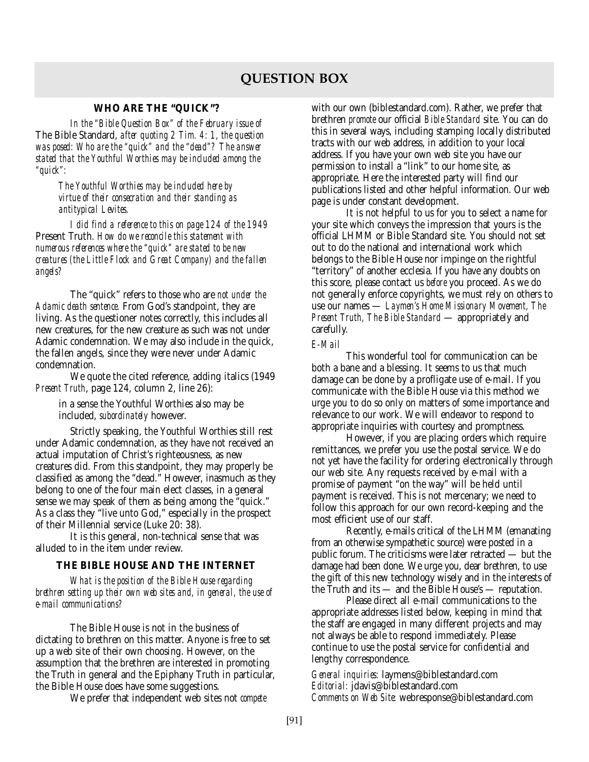## QUESTION BOX

### WHO ARE THE "QUICK"?

*In the "Bible Question Box" of the February issue of* The Bible Standard, *after quoting 2 Tim. 4: 1, the question was posed: Who are the "quick" and the "dead"? The answer stated that the Youthful Worthies may be included among the "quick":*

> *The Youthful Worthies may be included here by virtue of their consecration and their standing as antitypical Levites.*

*I did find a reference to this on page 124 of the 1949* Present Truth. *How do we reconcile this statement with numerous references where the "quick" are stated to be new creatures (the Little Flock and Great Company) and the fallen angels?*

The "quick" refers to those who are *not under the Adamic death sentence.* From God's standpoint, they are living. As the questioner notes correctly, this includes all new creatures, for the new creature as such was not under Adamic condemnation. We may also include in the quick, the fallen angels, since they were never under Adamic condemnation.

We quote the cited reference, adding italics (1949 *Present Truth*, page 124, column 2, line 26):

> in a sense the Youthful Worthies also may be included, *subordinately* however.

Strictly speaking, the Youthful Worthies still rest under Adamic condemnation, as they have not received an actual imputation of Christ's righteousness, as new creatures did. From this standpoint, they may properly be classified as among the "dead." However, inasmuch as they belong to one of the four main elect classes, in a general sense we may speak of them as being among the "quick." As a class they "live unto God," especially in the prospect of their Millennial service (Luke 20: 38).

It is this general, non-technical sense that was alluded to in the item under review.

### THE BIBLE HOUSE AND THE INTERNET

*What is the position of the Bible House regarding brethren setting up their own web sites and, in general, the use of e-mail communications?*

The Bible House is not in the business of dictating to brethren on this matter. Anyone is free to set up a web site of their own choosing. However, on the assumption that the brethren are interested in promoting the Truth in general and the Epiphany Truth in particular, the Bible House does have some suggestions.

We prefer that independent web sites not *compete* with our own (biblestandard.com). Rather, we prefer that brethren *promote* our official *Bible Standard* site. You can do this in several ways, including stamping locally distributed tracts with our web address, in addition to your local address. If you have your own web site you have our permission to install a "link" to our home site, as appropriate. Here the interested party will find our publications listed and other helpful information. Our web page is under constant development.

It is not helpful to us for you to select a name for your site which conveys the impression that yours is the official LHMM or Bible Standard site. You should not set out to do the national and international work which belongs to the Bible House nor impinge on the rightful "territory" of another ecclesia. If you have any doubts on this score, please contact us *before* you proceed. As we do not generally enforce copyrights, we must rely on others to use our names — *Laymen's Home Missionary Movement, The Present Truth, The Bible Standard* — appropriately and carefully.

*E-Mail*

This wonderful tool for communication can be both a bane and a blessing. It seems to us that much damage can be done by a profligate use of e-mail. If you communicate with the Bible House via this method we urge you to do so only on matters of some importance and relevance to our work. We will endeavor to respond to appropriate inquiries with courtesy and promptness.

However, if you are placing orders which require remittances, we prefer you use the postal service. We do not yet have the facility for ordering electronically through our web site. Any requests received by e-mail with a promise of payment "on the way" will be held until payment is received. This is not mercenary; we need to follow this approach for our own record-keeping and the most efficient use of our staff.

Recently, e-mails critical of the LHMM (emanating from an otherwise sympathetic source) were posted in a public forum. The criticisms were later retracted — but the damage had been done. We urge you, dear brethren, to use the gift of this new technology wisely and in the interests of the Truth and its — and the Bible House's — reputation.

Please direct all e-mail communications to the appropriate addresses listed below, keeping in mind that the staff are engaged in many different projects and may not always be able to respond immediately. Please continue to use the postal service for confidential and lengthy correspondence.

*General inquiries:* laymens@biblestandard.com
*Editorial:* jdavis@biblestandard.com
*Comments on Web Site:* webresponse@biblestandard.com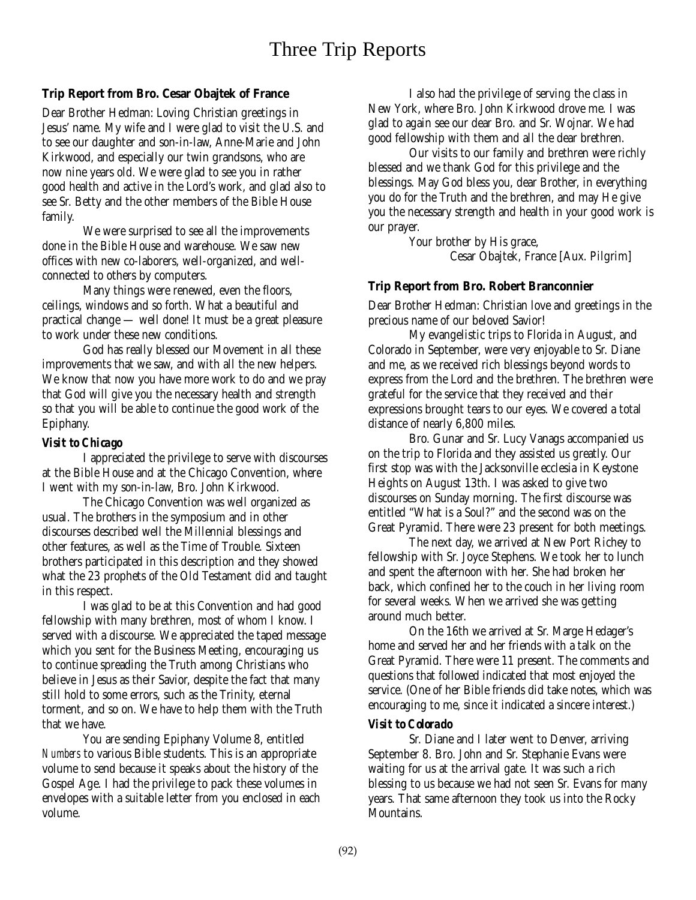# Three Trip Reports

### Trip Report from Bro. Cesar Obajtek of France

Dear Brother Hedman: Loving Christian greetings in Jesus' name. My wife and I were glad to visit the U.S. and to see our daughter and son-in-law, Anne-Marie and John Kirkwood, and especially our twin grandsons, who are now nine years old. We were glad to see you in rather good health and active in the Lord's work, and glad also to see Sr. Betty and the other members of the Bible House family.

We were surprised to see all the improvements done in the Bible House and warehouse. We saw new offices with new co-laborers, well-organized, and well-connected to others by computers.

Many things were renewed, even the floors, ceilings, windows and so forth. What a beautiful and practical change — well done! It must be a great pleasure to work under these new conditions.

God has really blessed our Movement in all these improvements that we saw, and with all the new helpers. We know that now you have more work to do and we pray that God will give you the necessary health and strength so that you will be able to continue the good work of the Epiphany.

#### *Visit to Chicago*

I appreciated the privilege to serve with discourses at the Bible House and at the Chicago Convention, where I went with my son-in-law, Bro. John Kirkwood.

The Chicago Convention was well organized as usual. The brothers in the symposium and in other discourses described well the Millennial blessings and other features, as well as the Time of Trouble. Sixteen brothers participated in this description and they showed what the 23 prophets of the Old Testament did and taught in this respect.

I was glad to be at this Convention and had good fellowship with many brethren, most of whom I know. I served with a discourse. We appreciated the taped message which you sent for the Business Meeting, encouraging us to continue spreading the Truth among Christians who believe in Jesus as their Savior, despite the fact that many still hold to some errors, such as the Trinity, eternal torment, and so on. We have to help them with the Truth that we have.

You are sending Epiphany Volume 8, entitled *Numbers* to various Bible students. This is an appropriate volume to send because it speaks about the history of the Gospel Age. I had the privilege to pack these volumes in envelopes with a suitable letter from you enclosed in each volume.

I also had the privilege of serving the class in New York, where Bro. John Kirkwood drove me. I was glad to again see our dear Bro. and Sr. Wojnar. We had good fellowship with them and all the dear brethren.

Our visits to our family and brethren were richly blessed and we thank God for this privilege and the blessings. May God bless you, dear Brother, in everything you do for the Truth and the brethren, and may He give you the necessary strength and health in your good work is our prayer.

Your brother by His grace,
Cesar Obajtek, France [Aux. Pilgrim]

### Trip Report from Bro. Robert Branconnier

Dear Brother Hedman: Christian love and greetings in the precious name of our beloved Savior!

My evangelistic trips to Florida in August, and Colorado in September, were very enjoyable to Sr. Diane and me, as we received rich blessings beyond words to express from the Lord and the brethren. The brethren were grateful for the service that they received and their expressions brought tears to our eyes. We covered a total distance of nearly 6,800 miles.

Bro. Gunar and Sr. Lucy Vanags accompanied us on the trip to Florida and they assisted us greatly. Our first stop was with the Jacksonville ecclesia in Keystone Heights on August 13th. I was asked to give two discourses on Sunday morning. The first discourse was entitled "What is a Soul?" and the second was on the Great Pyramid. There were 23 present for both meetings.

The next day, we arrived at New Port Richey to fellowship with Sr. Joyce Stephens. We took her to lunch and spent the afternoon with her. She had broken her back, which confined her to the couch in her living room for several weeks. When we arrived she was getting around much better.

On the 16th we arrived at Sr. Marge Hedager's home and served her and her friends with a talk on the Great Pyramid. There were 11 present. The comments and questions that followed indicated that most enjoyed the service. (One of her Bible friends did take notes, which was encouraging to me, since it indicated a sincere interest.)

#### *Visit to Colorado*

Sr. Diane and I later went to Denver, arriving September 8. Bro. John and Sr. Stephanie Evans were waiting for us at the arrival gate. It was such a rich blessing to us because we had not seen Sr. Evans for many years. That same afternoon they took us into the Rocky Mountains.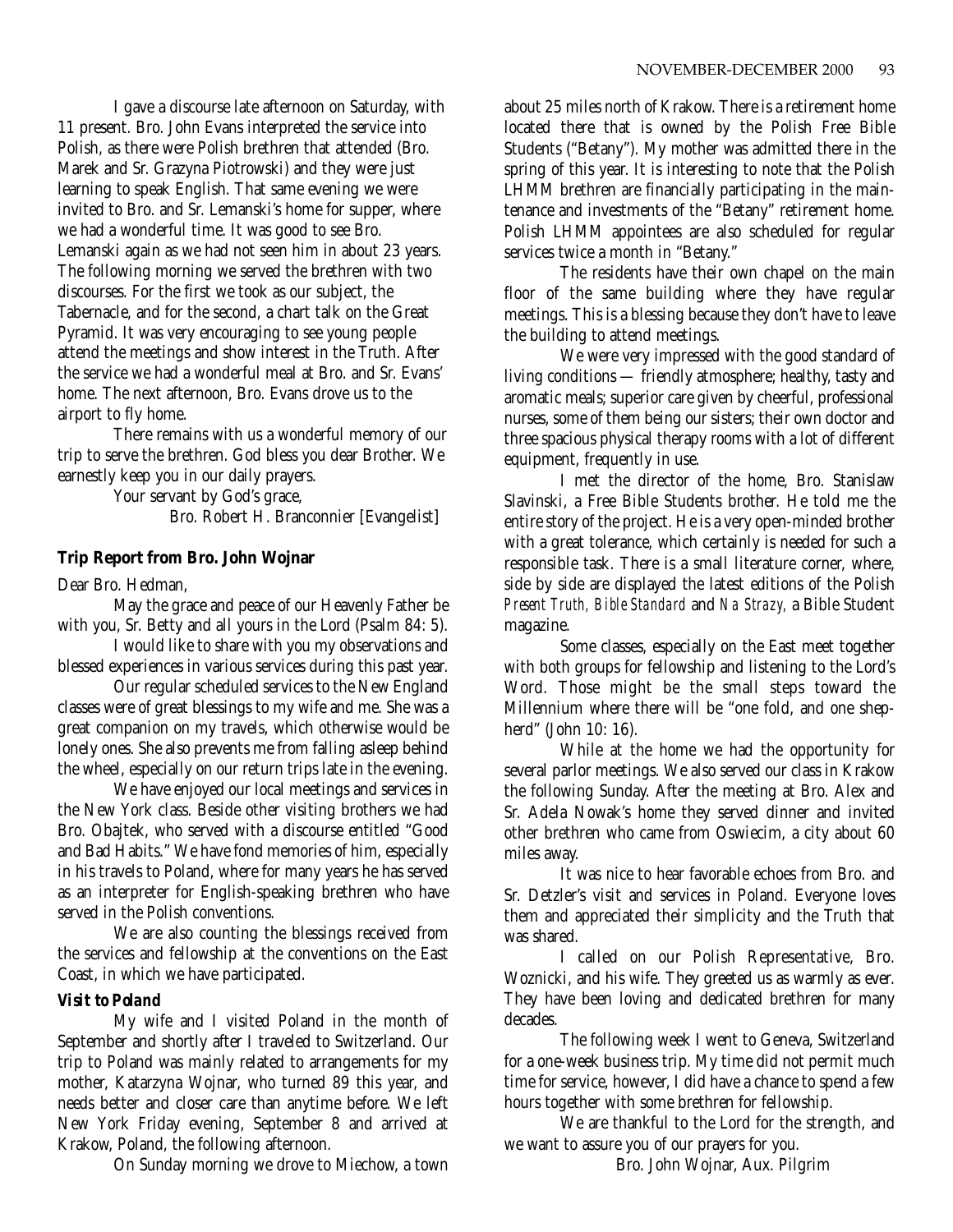I gave a discourse late afternoon on Saturday, with 11 present. Bro. John Evans interpreted the service into Polish, as there were Polish brethren that attended (Bro. Marek and Sr. Grazyna Piotrowski) and they were just learning to speak English. That same evening we were invited to Bro. and Sr. Lemanski's home for supper, where we had a wonderful time. It was good to see Bro. Lemanski again as we had not seen him in about 23 years. The following morning we served the brethren with two discourses. For the first we took as our subject, the Tabernacle, and for the second, a chart talk on the Great Pyramid. It was very encouraging to see young people attend the meetings and show interest in the Truth. After the service we had a wonderful meal at Bro. and Sr. Evans' home. The next afternoon, Bro. Evans drove us to the airport to fly home.

There remains with us a wonderful memory of our trip to serve the brethren. God bless you dear Brother. We earnestly keep you in our daily prayers.

Your servant by God's grace,

Bro. Robert H. Branconnier [Evangelist]

**Trip Report from Bro. John Wojnar**

Dear Bro. Hedman,

May the grace and peace of our Heavenly Father be with you, Sr. Betty and all yours in the Lord (Psalm 84: 5).

I would like to share with you my observations and blessed experiences in various services during this past year.

Our regular scheduled services to the New England classes were of great blessings to my wife and me. She was a great companion on my travels, which otherwise would be lonely ones. She also prevents me from falling asleep behind the wheel, especially on our return trips late in the evening.

We have enjoyed our local meetings and services in the New York class. Beside other visiting brothers we had Bro. Obajtek, who served with a discourse entitled "Good and Bad Habits." We have fond memories of him, especially in his travels to Poland, where for many years he has served as an interpreter for English-speaking brethren who have served in the Polish conventions.

We are also counting the blessings received from the services and fellowship at the conventions on the East Coast, in which we have participated.

***Visit to Poland***

My wife and I visited Poland in the month of September and shortly after I traveled to Switzerland. Our trip to Poland was mainly related to arrangements for my mother, Katarzyna Wojnar, who turned 89 this year, and needs better and closer care than anytime before. We left New York Friday evening, September 8 and arrived at Krakow, Poland, the following afternoon.

On Sunday morning we drove to Miechow, a town about 25 miles north of Krakow. There is a retirement home located there that is owned by the Polish Free Bible Students ("Betany"). My mother was admitted there in the spring of this year. It is interesting to note that the Polish LHMM brethren are financially participating in the maintenance and investments of the "Betany" retirement home. Polish LHMM appointees are also scheduled for regular services twice a month in "Betany."

The residents have their own chapel on the main floor of the same building where they have regular meetings. This is a blessing because they don't have to leave the building to attend meetings.

We were very impressed with the good standard of living conditions — friendly atmosphere; healthy, tasty and aromatic meals; superior care given by cheerful, professional nurses, some of them being our sisters; their own doctor and three spacious physical therapy rooms with a lot of different equipment, frequently in use.

I met the director of the home, Bro. Stanislaw Slavinski, a Free Bible Students brother. He told me the entire story of the project. He is a very open-minded brother with a great tolerance, which certainly is needed for such a responsible task. There is a small literature corner, where, side by side are displayed the latest editions of the Polish *Present Truth, Bible Standard* and *Na Strazy,* a Bible Student magazine.

Some classes, especially on the East meet together with both groups for fellowship and listening to the Lord's Word. Those might be the small steps toward the Millennium where there will be "one fold, and one shepherd" (John 10: 16).

While at the home we had the opportunity for several parlor meetings. We also served our class in Krakow the following Sunday. After the meeting at Bro. Alex and Sr. Adela Nowak's home they served dinner and invited other brethren who came from Oswiecim, a city about 60 miles away.

It was nice to hear favorable echoes from Bro. and Sr. Detzler's visit and services in Poland. Everyone loves them and appreciated their simplicity and the Truth that was shared.

I called on our Polish Representative, Bro. Woznicki, and his wife. They greeted us as warmly as ever. They have been loving and dedicated brethren for many decades.

The following week I went to Geneva, Switzerland for a one-week business trip. My time did not permit much time for service, however, I did have a chance to spend a few hours together with some brethren for fellowship.

We are thankful to the Lord for the strength, and we want to assure you of our prayers for you.

Bro. John Wojnar, Aux. Pilgrim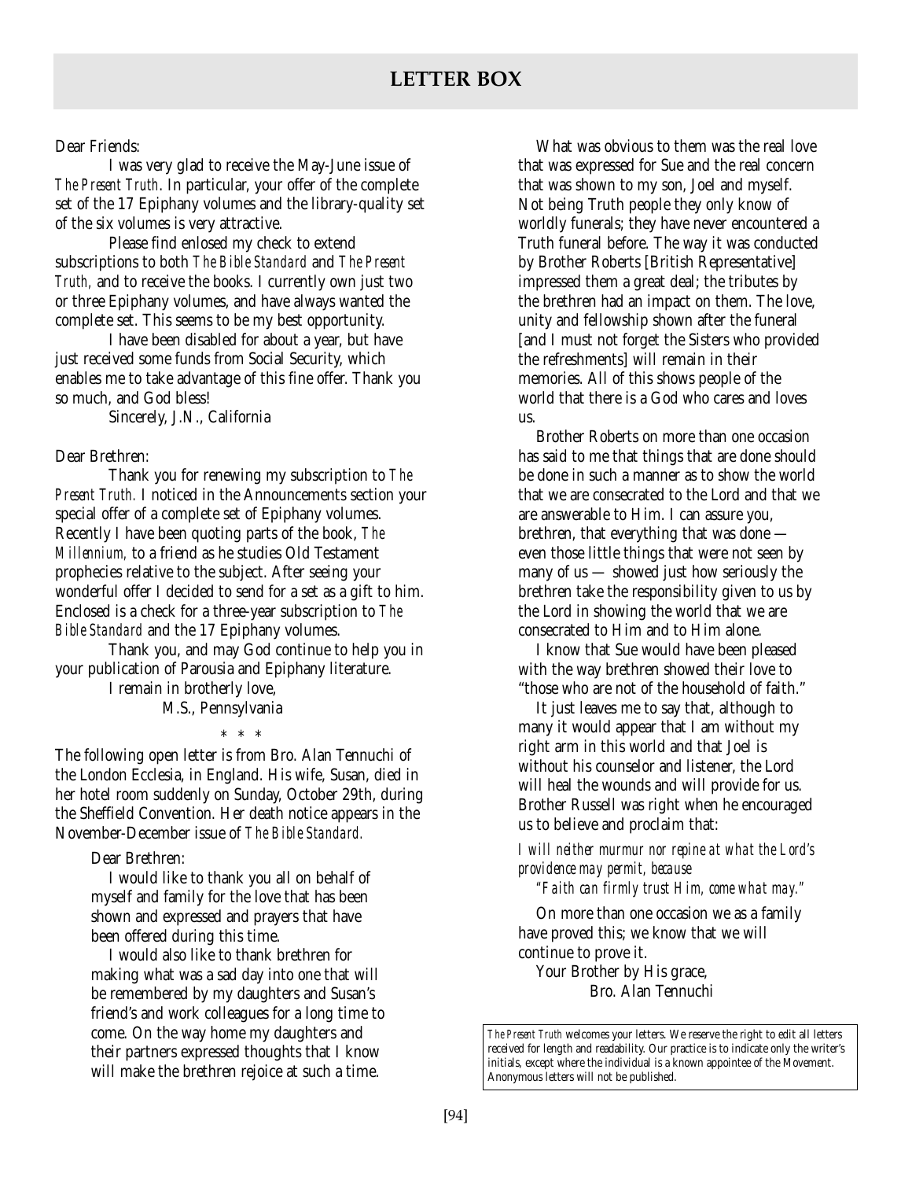# LETTER BOX

Dear Friends:

I was very glad to receive the May-June issue of *The Present Truth*. In particular, your offer of the complete set of the 17 Epiphany volumes and the library-quality set of the six volumes is very attractive.

Please find enlosed my check to extend subscriptions to both *The Bible Standard* and *The Present Truth,* and to receive the books. I currently own just two or three Epiphany volumes, and have always wanted the complete set. This seems to be my best opportunity.

I have been disabled for about a year, but have just received some funds from Social Security, which enables me to take advantage of this fine offer. Thank you so much, and God bless!

Sincerely, J.N., California

Dear Brethren:

Thank you for renewing my subscription to *The Present Truth.* I noticed in the Announcements section your special offer of a complete set of Epiphany volumes. Recently I have been quoting parts of the book, *The Millennium,* to a friend as he studies Old Testament prophecies relative to the subject. After seeing your wonderful offer I decided to send for a set as a gift to him. Enclosed is a check for a three-year subscription to *The Bible Standard* and the 17 Epiphany volumes.

Thank you, and may God continue to help you in your publication of Parousia and Epiphany literature.

I remain in brotherly love,

M.S., Pennsylvania

\* \* \*

The following open letter is from Bro. Alan Tennuchi of the London Ecclesia, in England. His wife, Susan, died in her hotel room suddenly on Sunday, October 29th, during the Sheffield Convention. Her death notice appears in the November-December issue of *The Bible Standard.*

Dear Brethren:

I would like to thank you all on behalf of myself and family for the love that has been shown and expressed and prayers that have been offered during this time.

I would also like to thank brethren for making what was a sad day into one that will be remembered by my daughters and Susan's friend's and work colleagues for a long time to come. On the way home my daughters and their partners expressed thoughts that I know will make the brethren rejoice at such a time.

What was obvious to them was the real love that was expressed for Sue and the real concern that was shown to my son, Joel and myself. Not being Truth people they only know of worldly funerals; they have never encountered a Truth funeral before. The way it was conducted by Brother Roberts [British Representative] impressed them a great deal; the tributes by the brethren had an impact on them. The love, unity and fellowship shown after the funeral [and I must not forget the Sisters who provided the refreshments] will remain in their memories. All of this shows people of the world that there is a God who cares and loves us.

Brother Roberts on more than one occasion has said to me that things that are done should be done in such a manner as to show the world that we are consecrated to the Lord and that we are answerable to Him. I can assure you, brethren, that everything that was done — even those little things that were not seen by many of us — showed just how seriously the brethren take the responsibility given to us by the Lord in showing the world that we are consecrated to Him and to Him alone.

I know that Sue would have been pleased with the way brethren showed their love to "those who are not of the household of faith."

It just leaves me to say that, although to many it would appear that I am without my right arm in this world and that Joel is without his counselor and listener, the Lord will heal the wounds and will provide for us. Brother Russell was right when he encouraged us to believe and proclaim that:

*I will neither murmur nor repine at what the Lord's providence may permit, because*
*"Faith can firmly trust Him, come what may."*

On more than one occasion we as a family have proved this; we know that we will continue to prove it.

Your Brother by His grace,
Bro. Alan Tennuchi

*The Present Truth* welcomes your letters. We reserve the right to edit all letters received for length and readability. Our practice is to indicate only the writer's initials, except where the individual is a known appointee of the Movement. Anonymous letters will not be published.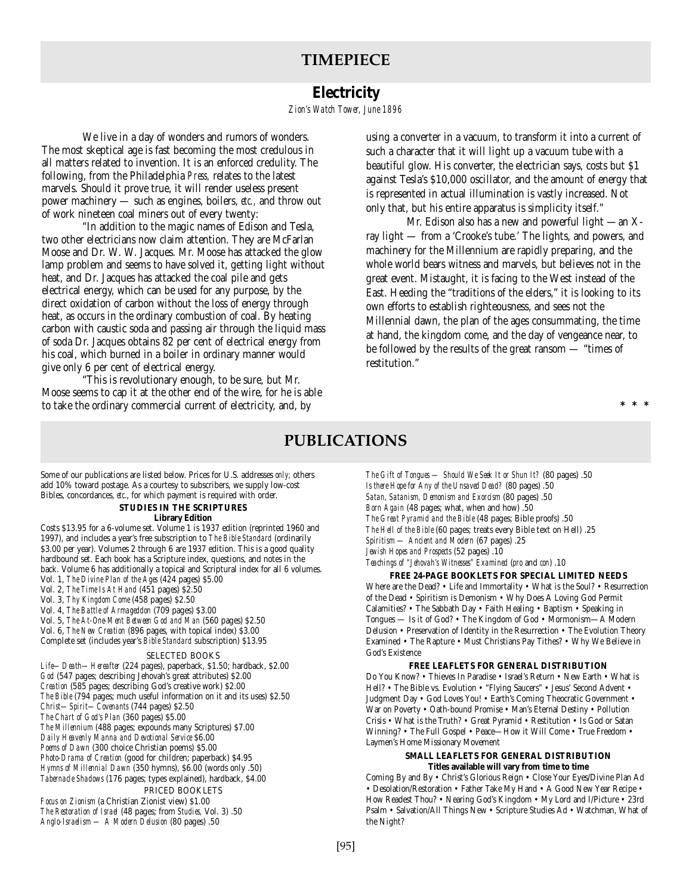## TIMEPIECE

### Electricity

*Zion's Watch Tower, June 1896*

We live in a day of wonders and rumors of wonders. The most skeptical age is fast becoming the most credulous in all matters related to invention. It is an enforced credulity. The following, from the Philadelphia *Press,* relates to the latest marvels. Should it prove true, it will render useless present power machinery — such as engines, boilers, *etc.,* and throw out of work nineteen coal miners out of every twenty:

"In addition to the magic names of Edison and Tesla, two other electricians now claim attention. They are McFarlan Moose and Dr. W. W. Jacques. Mr. Moose has attacked the glow lamp problem and seems to have solved it, getting light without heat, and Dr. Jacques has attacked the coal pile and gets electrical energy, which can be used for any purpose, by the direct oxidation of carbon without the loss of energy through heat, as occurs in the ordinary combustion of coal. By heating carbon with caustic soda and passing air through the liquid mass of soda Dr. Jacques obtains 82 per cent of electrical energy from his coal, which burned in a boiler in ordinary manner would give only 6 per cent of electrical energy.

"This is revolutionary enough, to be sure, but Mr. Moose seems to cap it at the other end of the wire, for he is able to take the ordinary commercial current of electricity, and, by using a converter in a vacuum, to transform it into a current of such a character that it will light up a vacuum tube with a beautiful glow. His converter, the electrician says, costs but $1 against Tesla's $10,000 oscillator, and the amount of energy that is represented in actual illumination is vastly increased. Not only that, but his entire apparatus is simplicity itself."

Mr. Edison also has a new and powerful light — an X-ray light — from a 'Crooke's tube.' The lights, and powers, and machinery for the Millennium are rapidly preparing, and the whole world bears witness and marvels, but believes not in the great event. Mistaught, it is facing to the West instead of the East. Heeding the "traditions of the elders," it is looking to its own efforts to establish righteousness, and sees not the Millennial dawn, the plan of the ages consummating, the time at hand, the kingdom come, and the day of vengeance near, to be followed by the results of the great ransom — "times of restitution."

\* \* \*

## PUBLICATIONS

Some of our publications are listed below. Prices for U.S. addresses *only;* others add 10% toward postage. As a courtesy to subscribers, we supply low-cost Bibles, concordances, *etc.,* for which payment is required with order.

**STUDIES IN THE SCRIPTURES**

**Library Edition**

Costs $13.95 for a 6-volume set. Volume 1 is 1937 edition (reprinted 1960 and 1997), and includes a year's free subscription to *The Bible Standard* (ordinarily $3.00 per year). Volumes 2 through 6 are 1937 edition. This is a good quality hardbound set. Each book has a Scripture index, questions, and notes in the back. Volume 6 has additionally a topical and Scriptural index for all 6 volumes.

Vol. 1, *The Divine Plan of the Ages* (424 pages) $5.00
Vol. 2, *The Time Is At Hand* (451 pages) $2.50
Vol. 3, *Thy Kingdom Come* (458 pages) $2.50
Vol. 4, *The Battle of Armageddon* (709 pages) $3.00
Vol. 5, *The At-One-Ment Between God and Man* (560 pages) $2.50
Vol. 6, *The New Creation* (896 pages, with topical index) $3.00
Complete set (includes year's *Bible Standard* subscription) $13.95

SELECTED BOOKS

*Life—Death—Hereafter* (224 pages), paperback, $1.50; hardback, $2.00
*God* (547 pages; describing Jehovah's great attributes) $2.00
*Creation* (585 pages; describing God's creative work) $2.00
*The Bible* (794 pages; much useful information on it and its uses) $2.50
*Christ—Spirit—Covenants* (744 pages) $2.50
*The Chart of God's Plan* (360 pages) $5.00
*The Millennium* (488 pages; expounds many Scriptures) $7.00
*Daily Heavenly Manna and Devotional Service* $6.00
*Poems of Dawn* (300 choice Christian poems) $5.00
*Photo-Drama of Creation* (good for children; paperback) $4.95
*Hymns of Millennial Dawn* (350 hymns), $6.00 (words only .50)
*Tabernacle Shadows* (176 pages; types explained), hardback, $4.00

PRICED BOOKLETS

*Focus on Zionism* (a Christian Zionist view) $1.00
*The Restoration of Israel* (48 pages; from *Studies,* Vol. 3) .50
*Anglo-Israelism — A Modern Delusion* (80 pages) .50
*The Gift of Tongues — Should We Seek It or Shun It?* (80 pages) .50
*Is there Hope for Any of the Unsaved Dead?* (80 pages) .50
*Satan, Satanism, Demonism and Exorcism* (80 pages) .50
*Born Again* (48 pages; what, when and how) .50
*The Great Pyramid and the Bible* (48 pages; Bible proofs) .50
*The Hell of the Bible* (60 pages; treats every Bible text on Hell) .25
*Spiritism — Ancient and Modern* (67 pages) .25
*Jewish Hopes and Prospects* (52 pages) .10
*Teachings of "Jehovah's Witnesses" Examined (pro* and *con)* .10

**FREE 24-PAGE BOOKLETS FOR SPECIAL LIMITED NEEDS**

Where are the Dead? • Life and Immortality • What is the Soul? • Resurrection of the Dead • Spiritism is Demonism • Why Does A Loving God Permit Calamities? • The Sabbath Day • Faith Healing • Baptism • Speaking in Tongues — Is it of God? • The Kingdom of God • Mormonism—A Modern Delusion • Preservation of Identity in the Resurrection • The Evolution Theory Examined • The Rapture • Must Christians Pay Tithes? • Why We Believe in God's Existence

**FREE LEAFLETS FOR GENERAL DISTRIBUTION**

Do You Know? • Thieves In Paradise • Israel's Return • New Earth • What is Hell? • The Bible vs. Evolution • "Flying Saucers" • Jesus' Second Advent • Judgment Day • God Loves You! • Earth's Coming Theocratic Government • War on Poverty • Oath-bound Promise • Man's Eternal Destiny • Pollution Crisis • What is the Truth? • Great Pyramid • Restitution • Is God or Satan Winning? • The Full Gospel • Peace—How it Will Come • True Freedom • Laymen's Home Missionary Movement

**SMALL LEAFLETS FOR GENERAL DISTRIBUTION**

**Titles available will vary from time to time**

Coming By and By • Christ's Glorious Reign • Close Your Eyes/Divine Plan Ad • Desolation/Restoration • Father Take My Hand • A Good New Year Recipe • How Readest Thou? • Nearing God's Kingdom • My Lord and I/Picture • 23rd Psalm • Salvation/All Things New • Scripture Studies Ad • Watchman, What of the Night?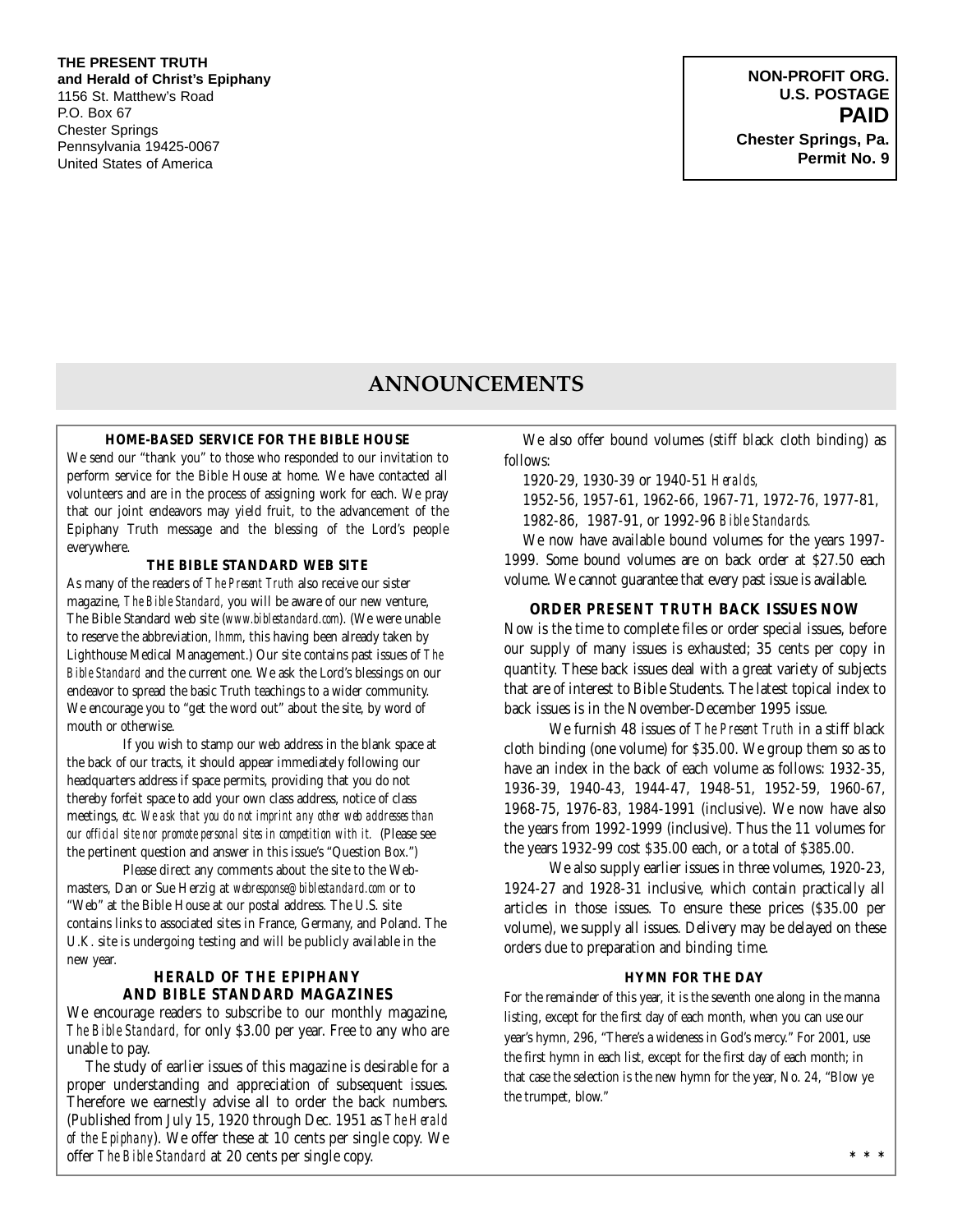**THE PRESENT TRUTH**
**and Herald of Christ's Epiphany**
1156 St. Matthew's Road
P.O. Box 67
Chester Springs
Pennsylvania 19425-0067
United States of America

**NON-PROFIT ORG.**
**U.S. POSTAGE**
**PAID**
**Chester Springs, Pa.**
**Permit No. 9**

# ANNOUNCEMENTS

### HOME-BASED SERVICE FOR THE BIBLE HOUSE

We send our "thank you" to those who responded to our invitation to perform service for the Bible House at home. We have contacted all volunteers and are in the process of assigning work for each. We pray that our joint endeavors may yield fruit, to the advancement of the Epiphany Truth message and the blessing of the Lord's people everywhere.

### THE BIBLE STANDARD WEB SITE

As many of the readers of *The Present Truth* also receive our sister magazine, *The Bible Standard,* you will be aware of our new venture, The Bible Standard web site (*www.biblestandard.com*). (We were unable to reserve the abbreviation, *lhmm*, this having been already taken by Lighthouse Medical Management.) Our site contains past issues of *The Bible Standard* and the current one. We ask the Lord's blessings on our endeavor to spread the basic Truth teachings to a wider community. We encourage you to "get the word out" about the site, by word of mouth or otherwise.

If you wish to stamp our web address in the blank space at the back of our tracts, it should appear immediately following our headquarters address if space permits, providing that you do not thereby forfeit space to add your own class address, notice of class meetings, *etc. We ask that you do not imprint any other web addresses than our official site nor promote personal sites in competition with it.* (Please see the pertinent question and answer in this issue's "Question Box.")

Please direct any comments about the site to the Webmasters, Dan or Sue Herzig at *webresponse@biblestandard.com* or to "Web" at the Bible House at our postal address. The U.S. site contains links to associated sites in France, Germany, and Poland. The U.K. site is undergoing testing and will be publicly available in the new year.

### HERALD OF THE EPIPHANY AND BIBLE STANDARD MAGAZINES

We encourage readers to subscribe to our monthly magazine, *The Bible Standard,* for only $3.00 per year. Free to any who are unable to pay.

The study of earlier issues of this magazine is desirable for a proper understanding and appreciation of subsequent issues. Therefore we earnestly advise all to order the back numbers. (Published from July 15, 1920 through Dec. 1951 as *The Herald of the Epiphany*). We offer these at 10 cents per single copy. We offer *The Bible Standard* at 20 cents per single copy.

We also offer bound volumes (stiff black cloth binding) as follows:

1920-29, 1930-39 or 1940-51 *Heralds,*

1952-56, 1957-61, 1962-66, 1967-71, 1972-76, 1977-81, 1982-86, 1987-91, or 1992-96 *Bible Standards.*

We now have available bound volumes for the years 1997-1999. Some bound volumes are on back order at $27.50 each volume. We cannot guarantee that every past issue is available.

### ORDER PRESENT TRUTH BACK ISSUES NOW

Now is the time to complete files or order special issues, before our supply of many issues is exhausted; 35 cents per copy in quantity. These back issues deal with a great variety of subjects that are of interest to Bible Students. The latest topical index to back issues is in the November-December 1995 issue.

We furnish 48 issues of *The Present Truth* in a stiff black cloth binding (one volume) for $35.00. We group them so as to have an index in the back of each volume as follows: 1932-35, 1936-39, 1940-43, 1944-47, 1948-51, 1952-59, 1960-67, 1968-75, 1976-83, 1984-1991 (inclusive). We now have also the years from 1992-1999 (inclusive). Thus the 11 volumes for the years 1932-99 cost $35.00 each, or a total of $385.00.

We also supply earlier issues in three volumes, 1920-23, 1924-27 and 1928-31 inclusive, which contain practically all articles in those issues. To ensure these prices ($35.00 per volume), we supply all issues. Delivery may be delayed on these orders due to preparation and binding time.

### HYMN FOR THE DAY

For the remainder of this year, it is the seventh one along in the manna listing, except for the first day of each month, when you can use our year's hymn, 296, "There's a wideness in God's mercy." For 2001, use the first hymn in each list, except for the first day of each month; in that case the selection is the new hymn for the year, No. 24, "Blow ye the trumpet, blow."

\* \* \*